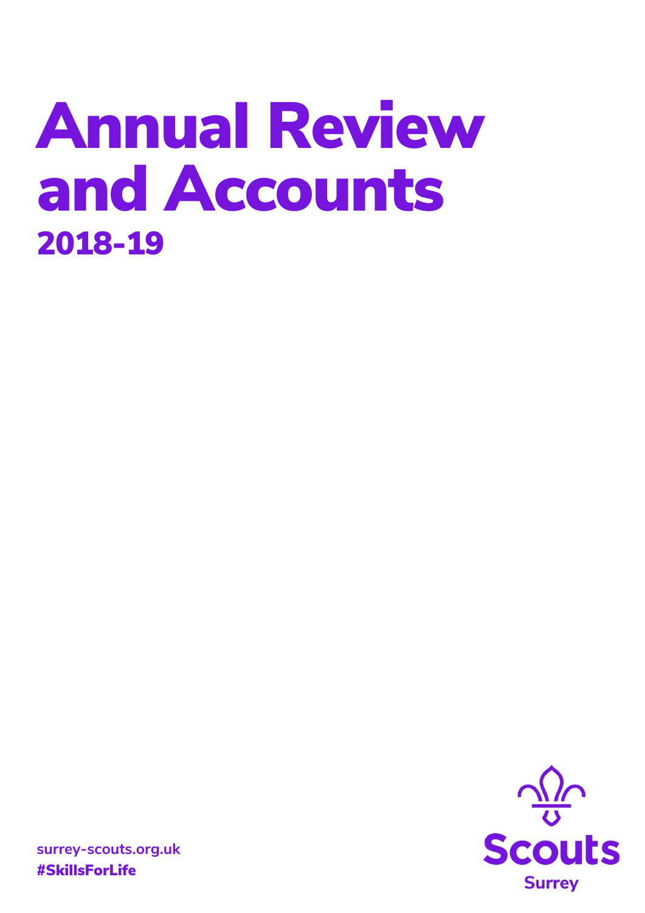# Annual Review and Accounts

## 2018-19

surrey-scouts.org.uk
#SkillsForLife

Scouts
Surrey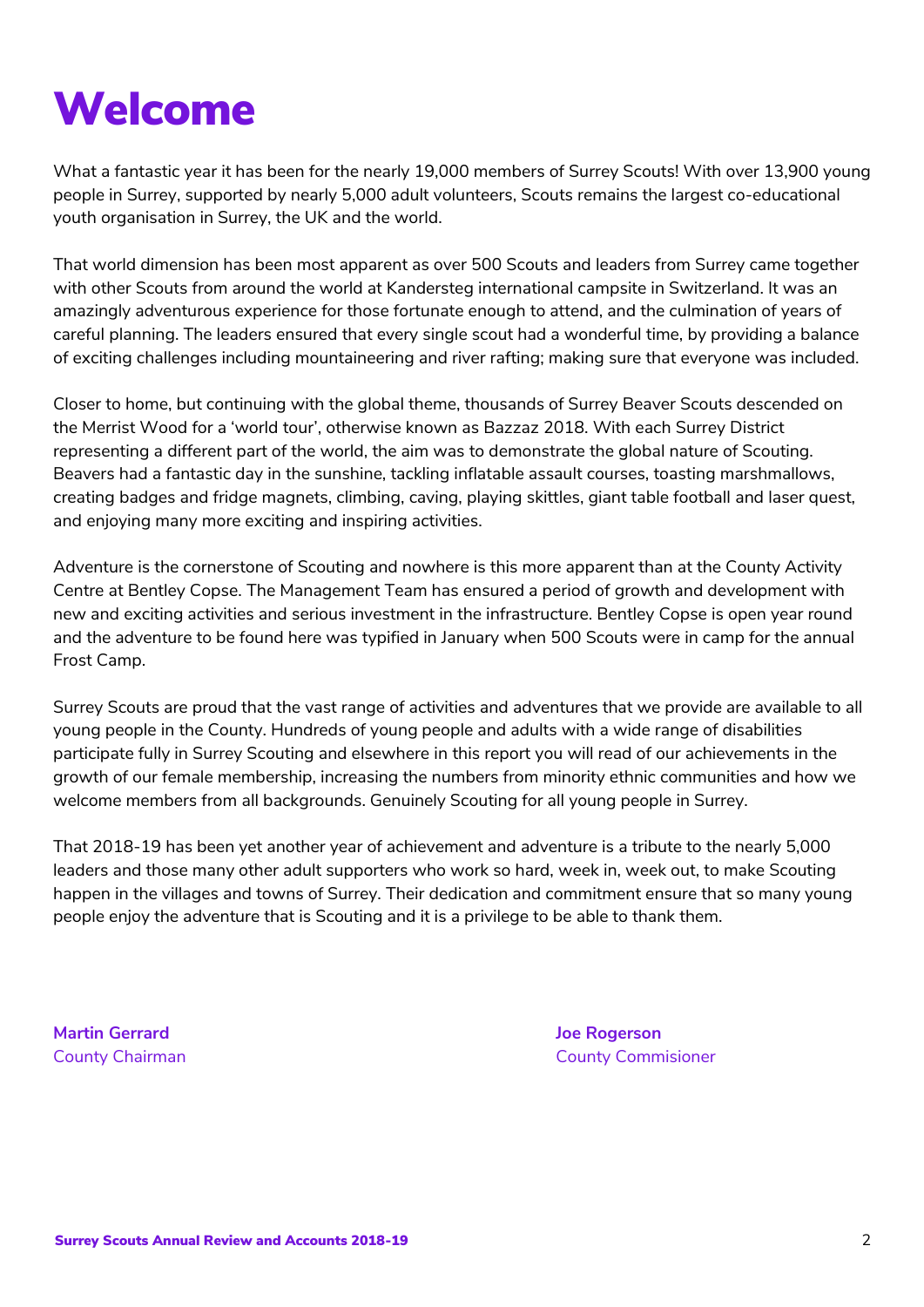# Welcome

What a fantastic year it has been for the nearly 19,000 members of Surrey Scouts! With over 13,900 young people in Surrey, supported by nearly 5,000 adult volunteers, Scouts remains the largest co-educational youth organisation in Surrey, the UK and the world.

That world dimension has been most apparent as over 500 Scouts and leaders from Surrey came together with other Scouts from around the world at Kandersteg international campsite in Switzerland. It was an amazingly adventurous experience for those fortunate enough to attend, and the culmination of years of careful planning. The leaders ensured that every single scout had a wonderful time, by providing a balance of exciting challenges including mountaineering and river rafting; making sure that everyone was included.

Closer to home, but continuing with the global theme, thousands of Surrey Beaver Scouts descended on the Merrist Wood for a 'world tour', otherwise known as Bazzaz 2018. With each Surrey District representing a different part of the world, the aim was to demonstrate the global nature of Scouting. Beavers had a fantastic day in the sunshine, tackling inflatable assault courses, toasting marshmallows, creating badges and fridge magnets, climbing, caving, playing skittles, giant table football and laser quest, and enjoying many more exciting and inspiring activities.

Adventure is the cornerstone of Scouting and nowhere is this more apparent than at the County Activity Centre at Bentley Copse. The Management Team has ensured a period of growth and development with new and exciting activities and serious investment in the infrastructure. Bentley Copse is open year round and the adventure to be found here was typified in January when 500 Scouts were in camp for the annual Frost Camp.

Surrey Scouts are proud that the vast range of activities and adventures that we provide are available to all young people in the County. Hundreds of young people and adults with a wide range of disabilities participate fully in Surrey Scouting and elsewhere in this report you will read of our achievements in the growth of our female membership, increasing the numbers from minority ethnic communities and how we welcome members from all backgrounds. Genuinely Scouting for all young people in Surrey.

That 2018-19 has been yet another year of achievement and adventure is a tribute to the nearly 5,000 leaders and those many other adult supporters who work so hard, week in, week out, to make Scouting happen in the villages and towns of Surrey. Their dedication and commitment ensure that so many young people enjoy the adventure that is Scouting and it is a privilege to be able to thank them.

**Martin Gerrard**
County Chairman

**Joe Rogerson**
County Commisioner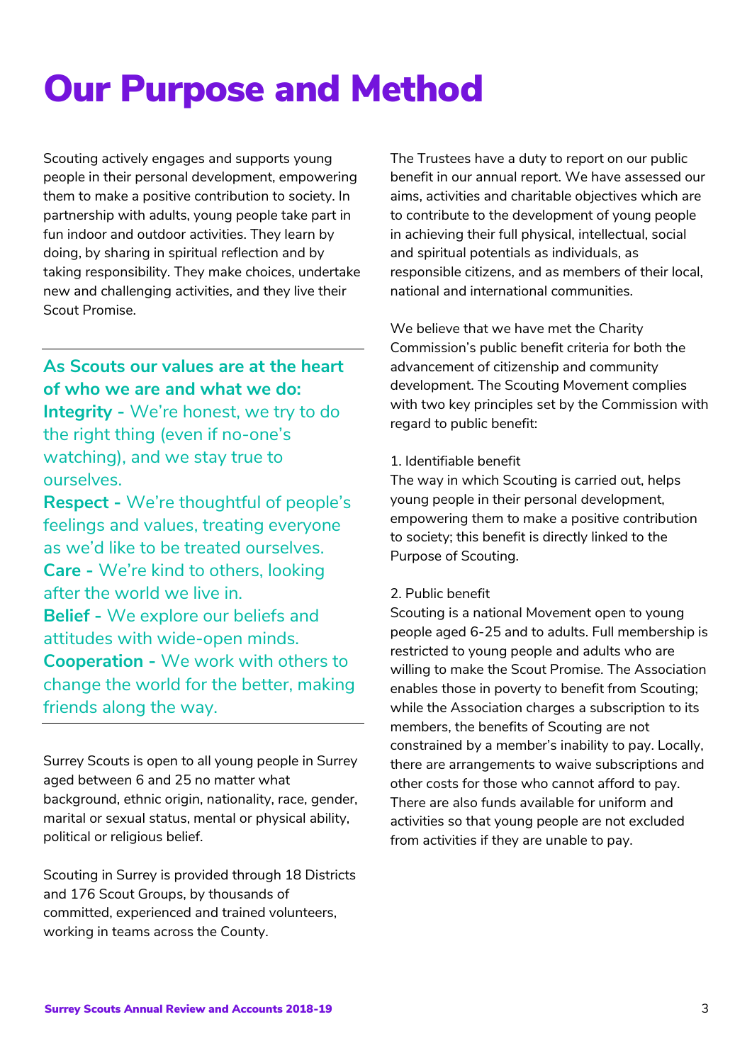# Our Purpose and Method

Scouting actively engages and supports young people in their personal development, empowering them to make a positive contribution to society. In partnership with adults, young people take part in fun indoor and outdoor activities. They learn by doing, by sharing in spiritual reflection and by taking responsibility. They make choices, undertake new and challenging activities, and they live their Scout Promise.

---

**As Scouts our values are at the heart of who we are and what we do:**

**Integrity -** We're honest, we try to do the right thing (even if no-one's watching), and we stay true to ourselves.

**Respect -** We're thoughtful of people's feelings and values, treating everyone as we'd like to be treated ourselves.

**Care -** We're kind to others, looking after the world we live in.

**Belief -** We explore our beliefs and attitudes with wide-open minds.

**Cooperation -** We work with others to change the world for the better, making friends along the way.

---

Surrey Scouts is open to all young people in Surrey aged between 6 and 25 no matter what background, ethnic origin, nationality, race, gender, marital or sexual status, mental or physical ability, political or religious belief.

Scouting in Surrey is provided through 18 Districts and 176 Scout Groups, by thousands of committed, experienced and trained volunteers, working in teams across the County.

The Trustees have a duty to report on our public benefit in our annual report. We have assessed our aims, activities and charitable objectives which are to contribute to the development of young people in achieving their full physical, intellectual, social and spiritual potentials as individuals, as responsible citizens, and as members of their local, national and international communities.

We believe that we have met the Charity Commission's public benefit criteria for both the advancement of citizenship and community development. The Scouting Movement complies with two key principles set by the Commission with regard to public benefit:

1. Identifiable benefit
The way in which Scouting is carried out, helps young people in their personal development, empowering them to make a positive contribution to society; this benefit is directly linked to the Purpose of Scouting.

2. Public benefit
Scouting is a national Movement open to young people aged 6-25 and to adults. Full membership is restricted to young people and adults who are willing to make the Scout Promise. The Association enables those in poverty to benefit from Scouting; while the Association charges a subscription to its members, the benefits of Scouting are not constrained by a member's inability to pay. Locally, there are arrangements to waive subscriptions and other costs for those who cannot afford to pay. There are also funds available for uniform and activities so that young people are not excluded from activities if they are unable to pay.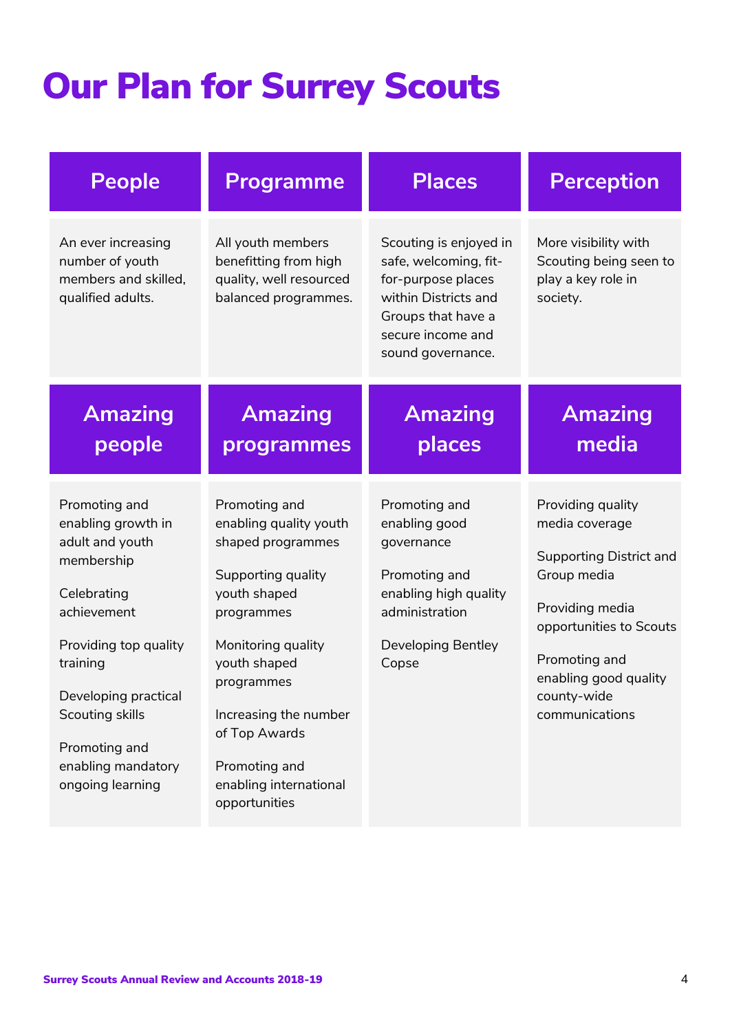# Our Plan for Surrey Scouts

| People | Programme | Places | Perception |
| --- | --- | --- | --- |
| An ever increasing number of youth members and skilled, qualified adults. | All youth members benefitting from high quality, well resourced balanced programmes. | Scouting is enjoyed in safe, welcoming, fit-for-purpose places within Districts and Groups that have a secure income and sound governance. | More visibility with Scouting being seen to play a key role in society. |
| **Amazing people** | **Amazing programmes** | **Amazing places** | **Amazing media** |
| Promoting and enabling growth in adult and youth membership<br><br>Celebrating achievement<br><br>Providing top quality training<br><br>Developing practical Scouting skills<br><br>Promoting and enabling mandatory ongoing learning | Promoting and enabling quality youth shaped programmes<br><br>Supporting quality youth shaped programmes<br><br>Monitoring quality youth shaped programmes<br><br>Increasing the number of Top Awards<br><br>Promoting and enabling international opportunities | Promoting and enabling good governance<br><br>Promoting and enabling high quality administration<br><br>Developing Bentley Copse | Providing quality media coverage<br><br>Supporting District and Group media<br><br>Providing media opportunities to Scouts<br><br>Promoting and enabling good quality county-wide communications |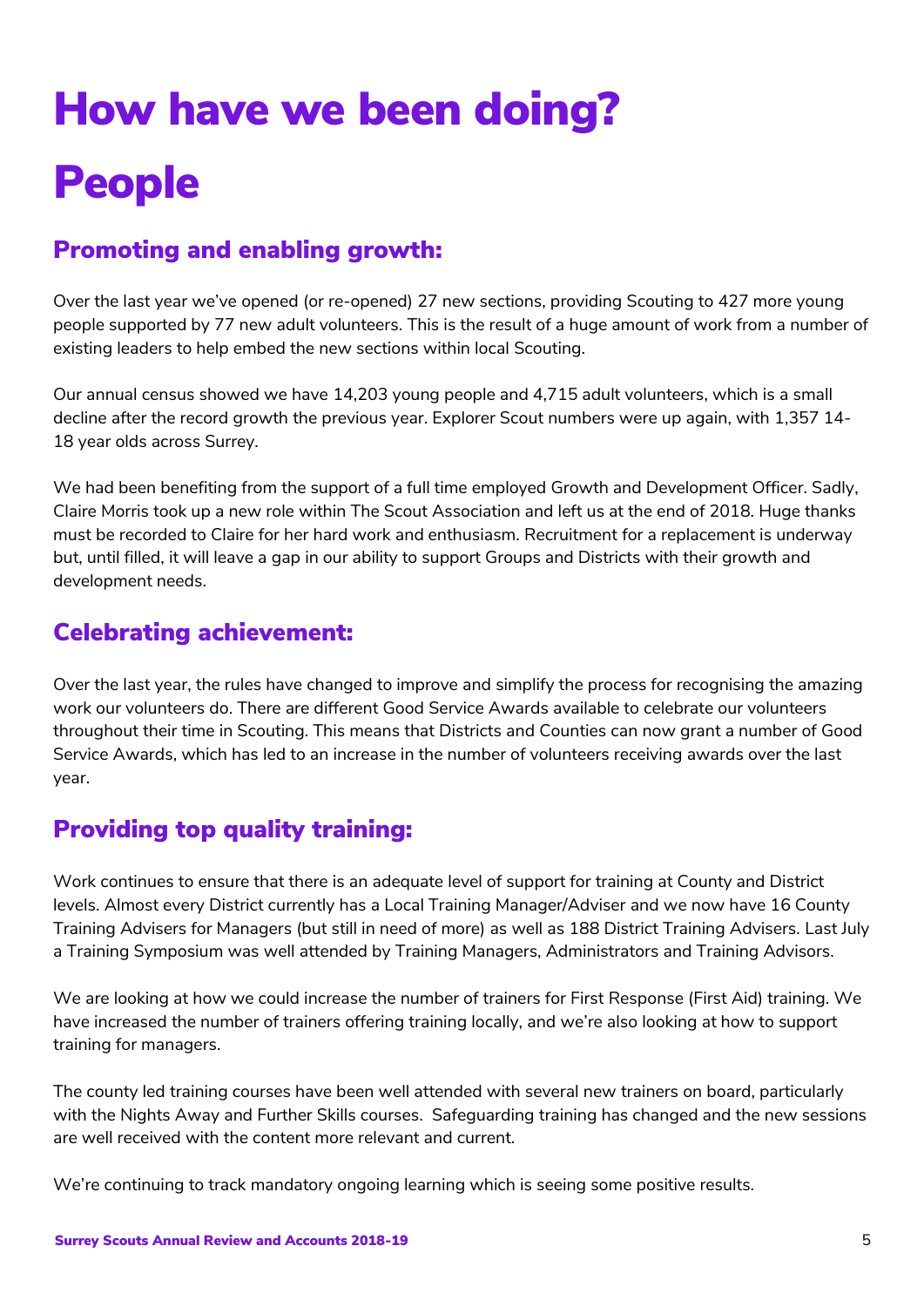# How have we been doing?

# People

## Promoting and enabling growth:

Over the last year we've opened (or re-opened) 27 new sections, providing Scouting to 427 more young people supported by 77 new adult volunteers. This is the result of a huge amount of work from a number of existing leaders to help embed the new sections within local Scouting.

Our annual census showed we have 14,203 young people and 4,715 adult volunteers, which is a small decline after the record growth the previous year. Explorer Scout numbers were up again, with 1,357 14-18 year olds across Surrey.

We had been benefiting from the support of a full time employed Growth and Development Officer. Sadly, Claire Morris took up a new role within The Scout Association and left us at the end of 2018. Huge thanks must be recorded to Claire for her hard work and enthusiasm. Recruitment for a replacement is underway but, until filled, it will leave a gap in our ability to support Groups and Districts with their growth and development needs.

## Celebrating achievement:

Over the last year, the rules have changed to improve and simplify the process for recognising the amazing work our volunteers do. There are different Good Service Awards available to celebrate our volunteers throughout their time in Scouting. This means that Districts and Counties can now grant a number of Good Service Awards, which has led to an increase in the number of volunteers receiving awards over the last year.

## Providing top quality training:

Work continues to ensure that there is an adequate level of support for training at County and District levels. Almost every District currently has a Local Training Manager/Adviser and we now have 16 County Training Advisers for Managers (but still in need of more) as well as 188 District Training Advisers. Last July a Training Symposium was well attended by Training Managers, Administrators and Training Advisors.

We are looking at how we could increase the number of trainers for First Response (First Aid) training. We have increased the number of trainers offering training locally, and we're also looking at how to support training for managers.

The county led training courses have been well attended with several new trainers on board, particularly with the Nights Away and Further Skills courses. Safeguarding training has changed and the new sessions are well received with the content more relevant and current.

We're continuing to track mandatory ongoing learning which is seeing some positive results.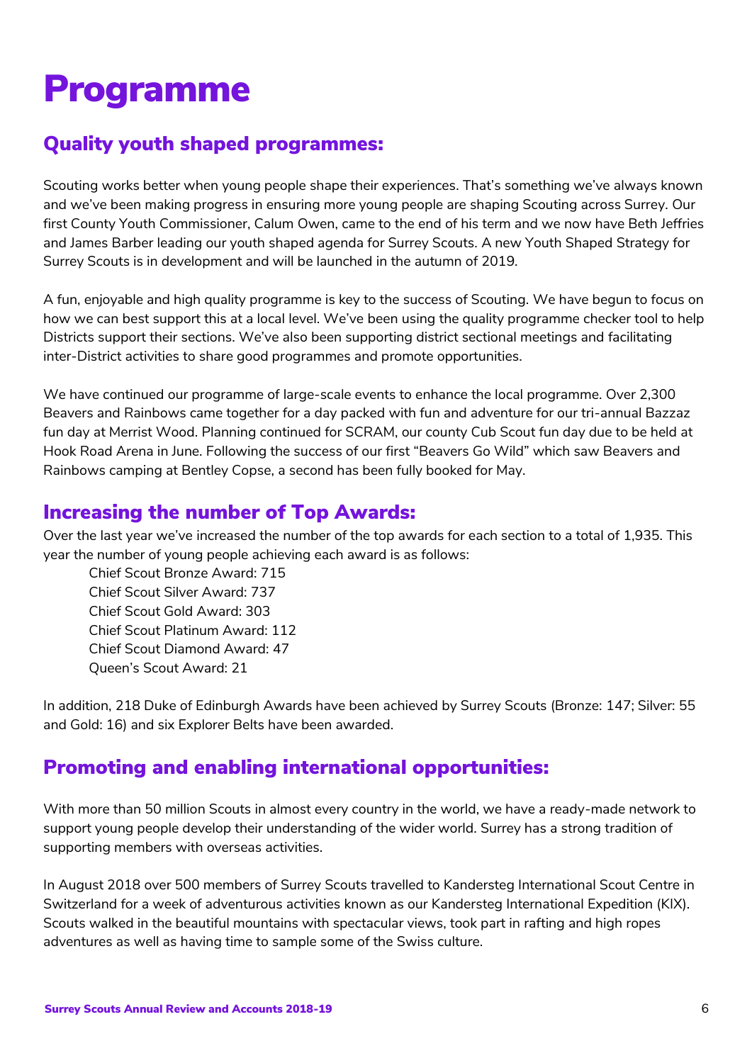# Programme

## Quality youth shaped programmes:

Scouting works better when young people shape their experiences. That's something we've always known and we've been making progress in ensuring more young people are shaping Scouting across Surrey. Our first County Youth Commissioner, Calum Owen, came to the end of his term and we now have Beth Jeffries and James Barber leading our youth shaped agenda for Surrey Scouts. A new Youth Shaped Strategy for Surrey Scouts is in development and will be launched in the autumn of 2019.

A fun, enjoyable and high quality programme is key to the success of Scouting. We have begun to focus on how we can best support this at a local level. We've been using the quality programme checker tool to help Districts support their sections. We've also been supporting district sectional meetings and facilitating inter-District activities to share good programmes and promote opportunities.

We have continued our programme of large-scale events to enhance the local programme. Over 2,300 Beavers and Rainbows came together for a day packed with fun and adventure for our tri-annual Bazzaz fun day at Merrist Wood. Planning continued for SCRAM, our county Cub Scout fun day due to be held at Hook Road Arena in June. Following the success of our first "Beavers Go Wild" which saw Beavers and Rainbows camping at Bentley Copse, a second has been fully booked for May.

## Increasing the number of Top Awards:

Over the last year we've increased the number of the top awards for each section to a total of 1,935. This year the number of young people achieving each award is as follows:

- Chief Scout Bronze Award: 715
- Chief Scout Silver Award: 737
- Chief Scout Gold Award: 303
- Chief Scout Platinum Award: 112
- Chief Scout Diamond Award: 47
- Queen's Scout Award: 21

In addition, 218 Duke of Edinburgh Awards have been achieved by Surrey Scouts (Bronze: 147; Silver: 55 and Gold: 16) and six Explorer Belts have been awarded.

## Promoting and enabling international opportunities:

With more than 50 million Scouts in almost every country in the world, we have a ready-made network to support young people develop their understanding of the wider world. Surrey has a strong tradition of supporting members with overseas activities.

In August 2018 over 500 members of Surrey Scouts travelled to Kandersteg International Scout Centre in Switzerland for a week of adventurous activities known as our Kandersteg International Expedition (KIX). Scouts walked in the beautiful mountains with spectacular views, took part in rafting and high ropes adventures as well as having time to sample some of the Swiss culture.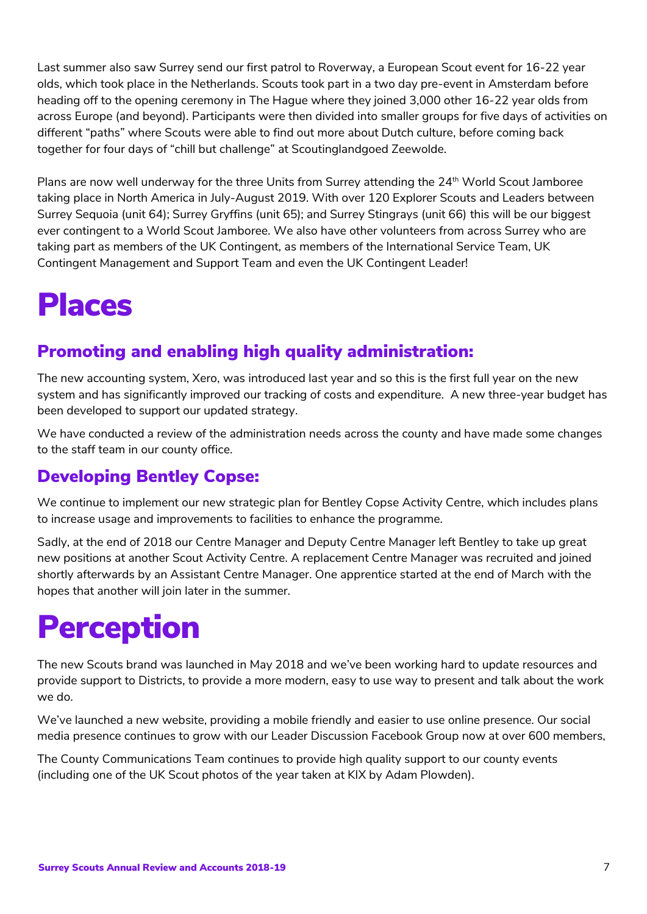Last summer also saw Surrey send our first patrol to Roverway, a European Scout event for 16-22 year olds, which took place in the Netherlands. Scouts took part in a two day pre-event in Amsterdam before heading off to the opening ceremony in The Hague where they joined 3,000 other 16-22 year olds from across Europe (and beyond). Participants were then divided into smaller groups for five days of activities on different "paths" where Scouts were able to find out more about Dutch culture, before coming back together for four days of "chill but challenge" at Scoutinglandgoed Zeewolde.

Plans are now well underway for the three Units from Surrey attending the 24th World Scout Jamboree taking place in North America in July-August 2019. With over 120 Explorer Scouts and Leaders between Surrey Sequoia (unit 64); Surrey Gryffins (unit 65); and Surrey Stingrays (unit 66) this will be our biggest ever contingent to a World Scout Jamboree. We also have other volunteers from across Surrey who are taking part as members of the UK Contingent, as members of the International Service Team, UK Contingent Management and Support Team and even the UK Contingent Leader!

# Places

## Promoting and enabling high quality administration:

The new accounting system, Xero, was introduced last year and so this is the first full year on the new system and has significantly improved our tracking of costs and expenditure. A new three-year budget has been developed to support our updated strategy.

We have conducted a review of the administration needs across the county and have made some changes to the staff team in our county office.

## Developing Bentley Copse:

We continue to implement our new strategic plan for Bentley Copse Activity Centre, which includes plans to increase usage and improvements to facilities to enhance the programme.

Sadly, at the end of 2018 our Centre Manager and Deputy Centre Manager left Bentley to take up great new positions at another Scout Activity Centre. A replacement Centre Manager was recruited and joined shortly afterwards by an Assistant Centre Manager. One apprentice started at the end of March with the hopes that another will join later in the summer.

# Perception

The new Scouts brand was launched in May 2018 and we've been working hard to update resources and provide support to Districts, to provide a more modern, easy to use way to present and talk about the work we do.

We've launched a new website, providing a mobile friendly and easier to use online presence. Our social media presence continues to grow with our Leader Discussion Facebook Group now at over 600 members,

The County Communications Team continues to provide high quality support to our county events (including one of the UK Scout photos of the year taken at KIX by Adam Plowden).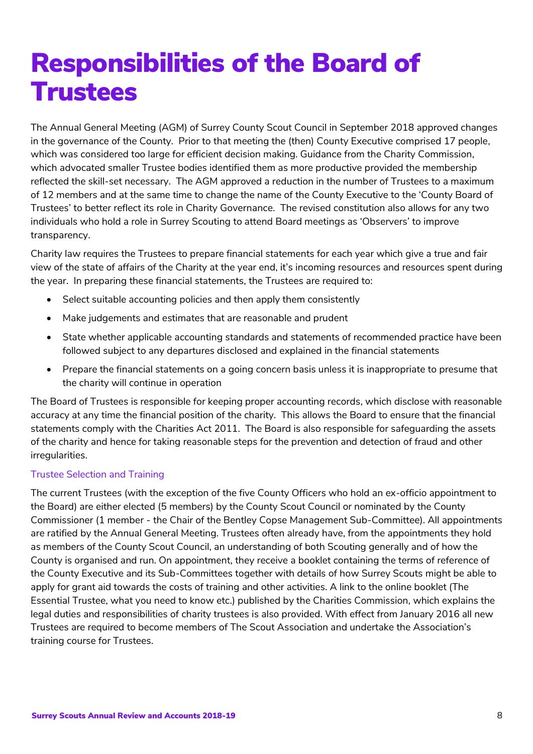# Responsibilities of the Board of Trustees

The Annual General Meeting (AGM) of Surrey County Scout Council in September 2018 approved changes in the governance of the County. Prior to that meeting the (then) County Executive comprised 17 people, which was considered too large for efficient decision making. Guidance from the Charity Commission, which advocated smaller Trustee bodies identified them as more productive provided the membership reflected the skill-set necessary. The AGM approved a reduction in the number of Trustees to a maximum of 12 members and at the same time to change the name of the County Executive to the 'County Board of Trustees' to better reflect its role in Charity Governance. The revised constitution also allows for any two individuals who hold a role in Surrey Scouting to attend Board meetings as 'Observers' to improve transparency.

Charity law requires the Trustees to prepare financial statements for each year which give a true and fair view of the state of affairs of the Charity at the year end, it's incoming resources and resources spent during the year. In preparing these financial statements, the Trustees are required to:

- Select suitable accounting policies and then apply them consistently
- Make judgements and estimates that are reasonable and prudent
- State whether applicable accounting standards and statements of recommended practice have been followed subject to any departures disclosed and explained in the financial statements
- Prepare the financial statements on a going concern basis unless it is inappropriate to presume that the charity will continue in operation

The Board of Trustees is responsible for keeping proper accounting records, which disclose with reasonable accuracy at any time the financial position of the charity. This allows the Board to ensure that the financial statements comply with the Charities Act 2011. The Board is also responsible for safeguarding the assets of the charity and hence for taking reasonable steps for the prevention and detection of fraud and other irregularities.

### Trustee Selection and Training

The current Trustees (with the exception of the five County Officers who hold an ex-officio appointment to the Board) are either elected (5 members) by the County Scout Council or nominated by the County Commissioner (1 member - the Chair of the Bentley Copse Management Sub-Committee). All appointments are ratified by the Annual General Meeting. Trustees often already have, from the appointments they hold as members of the County Scout Council, an understanding of both Scouting generally and of how the County is organised and run. On appointment, they receive a booklet containing the terms of reference of the County Executive and its Sub-Committees together with details of how Surrey Scouts might be able to apply for grant aid towards the costs of training and other activities. A link to the online booklet (The Essential Trustee, what you need to know etc.) published by the Charities Commission, which explains the legal duties and responsibilities of charity trustees is also provided. With effect from January 2016 all new Trustees are required to become members of The Scout Association and undertake the Association's training course for Trustees.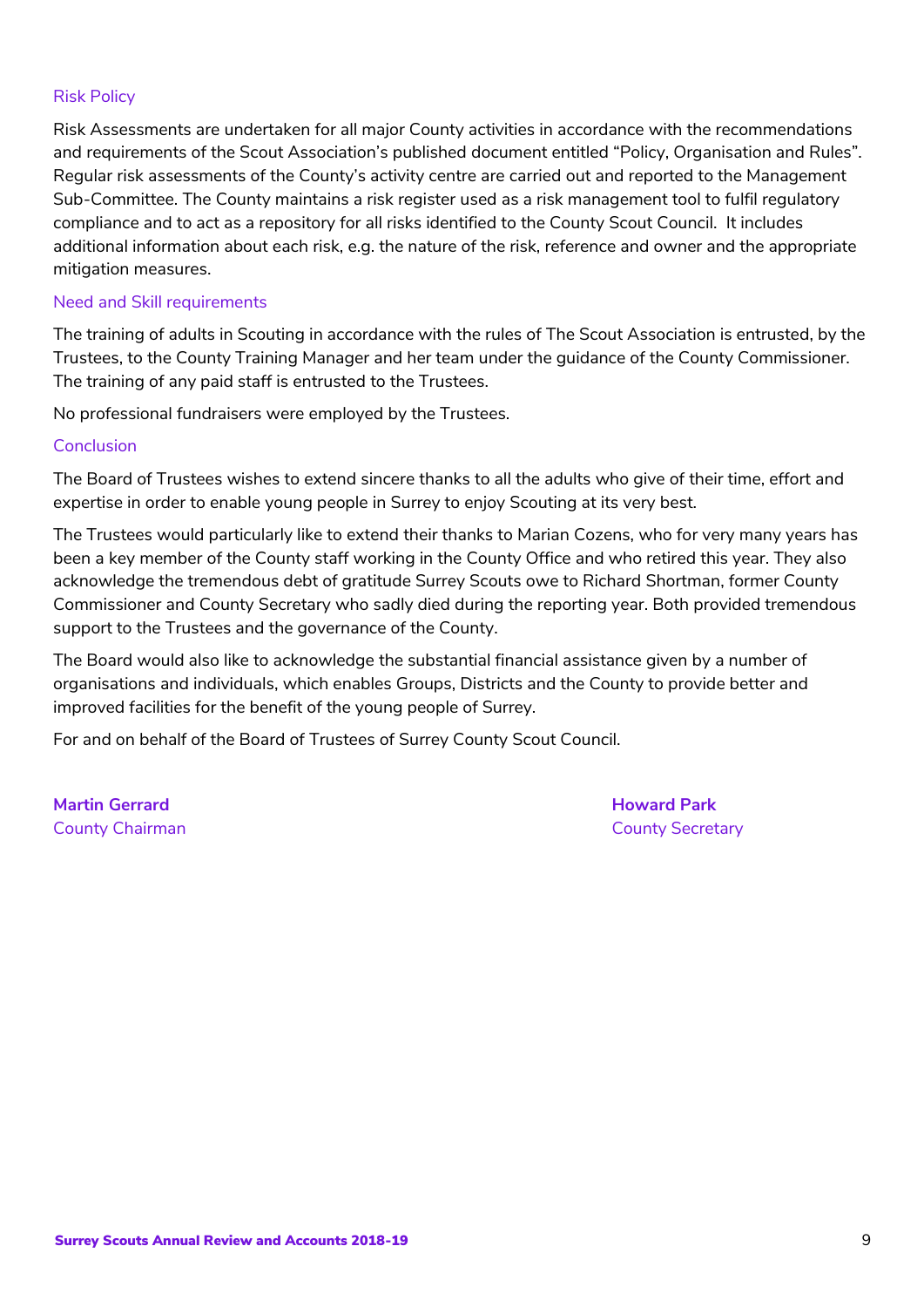### Risk Policy

Risk Assessments are undertaken for all major County activities in accordance with the recommendations and requirements of the Scout Association's published document entitled "Policy, Organisation and Rules". Regular risk assessments of the County's activity centre are carried out and reported to the Management Sub-Committee. The County maintains a risk register used as a risk management tool to fulfil regulatory compliance and to act as a repository for all risks identified to the County Scout Council. It includes additional information about each risk, e.g. the nature of the risk, reference and owner and the appropriate mitigation measures.

### Need and Skill requirements

The training of adults in Scouting in accordance with the rules of The Scout Association is entrusted, by the Trustees, to the County Training Manager and her team under the guidance of the County Commissioner. The training of any paid staff is entrusted to the Trustees.

No professional fundraisers were employed by the Trustees.

### Conclusion

The Board of Trustees wishes to extend sincere thanks to all the adults who give of their time, effort and expertise in order to enable young people in Surrey to enjoy Scouting at its very best.

The Trustees would particularly like to extend their thanks to Marian Cozens, who for very many years has been a key member of the County staff working in the County Office and who retired this year. They also acknowledge the tremendous debt of gratitude Surrey Scouts owe to Richard Shortman, former County Commissioner and County Secretary who sadly died during the reporting year. Both provided tremendous support to the Trustees and the governance of the County.

The Board would also like to acknowledge the substantial financial assistance given by a number of organisations and individuals, which enables Groups, Districts and the County to provide better and improved facilities for the benefit of the young people of Surrey.

For and on behalf of the Board of Trustees of Surrey County Scout Council.

**Martin Gerrard**
County Chairman

**Howard Park**
County Secretary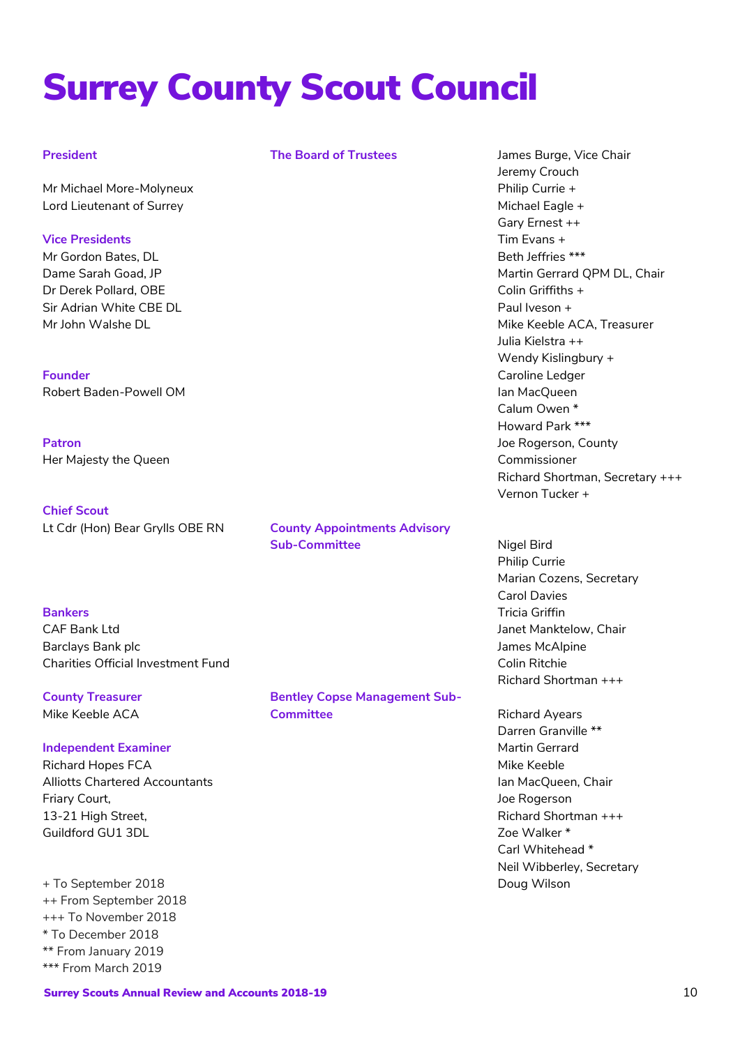# Surrey County Scout Council

### President

Mr Michael More-Molyneux
Lord Lieutenant of Surrey

### Vice Presidents

Mr Gordon Bates, DL
Dame Sarah Goad, JP
Dr Derek Pollard, OBE
Sir Adrian White CBE DL
Mr John Walshe DL

### Founder

Robert Baden-Powell OM

### Patron

Her Majesty the Queen

### Chief Scout

Lt Cdr (Hon) Bear Grylls OBE RN

### Bankers

CAF Bank Ltd
Barclays Bank plc
Charities Official Investment Fund

### County Treasurer

Mike Keeble ACA

### Independent Examiner

Richard Hopes FCA
Alliotts Chartered Accountants
Friary Court,
13-21 High Street,
Guildford GU1 3DL

+ To September 2018
++ From September 2018
+++ To November 2018
* To December 2018
** From January 2019
*** From March 2019

### The Board of Trustees

James Burge, Vice Chair
Jeremy Crouch
Philip Currie +
Michael Eagle +
Gary Ernest ++
Tim Evans +
Beth Jeffries ***
Martin Gerrard QPM DL, Chair
Colin Griffiths +
Paul Iveson +
Mike Keeble ACA, Treasurer
Julia Kielstra ++
Wendy Kislingbury +
Caroline Ledger
Ian MacQueen
Calum Owen *
Howard Park ***
Joe Rogerson, County Commissioner
Richard Shortman, Secretary +++
Vernon Tucker +

### County Appointments Advisory Sub-Committee

Nigel Bird
Philip Currie
Marian Cozens, Secretary
Carol Davies
Tricia Griffin
Janet Manktelow, Chair
James McAlpine
Colin Ritchie
Richard Shortman +++

### Bentley Copse Management Sub-Committee

Richard Ayears
Darren Granville **
Martin Gerrard
Mike Keeble
Ian MacQueen, Chair
Joe Rogerson
Richard Shortman +++
Zoe Walker *
Carl Whitehead *
Neil Wibberley, Secretary
Doug Wilson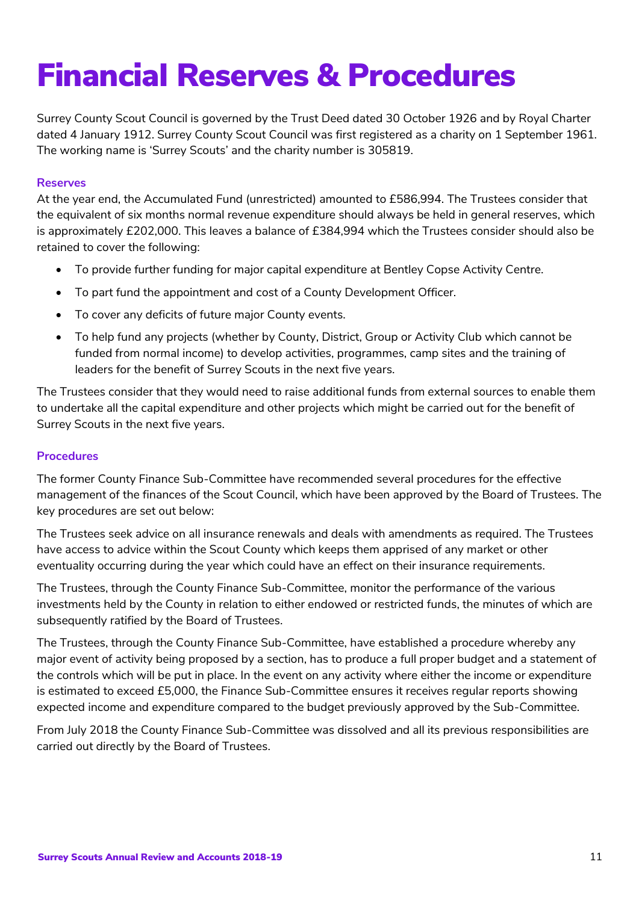# Financial Reserves & Procedures

Surrey County Scout Council is governed by the Trust Deed dated 30 October 1926 and by Royal Charter dated 4 January 1912. Surrey County Scout Council was first registered as a charity on 1 September 1961. The working name is 'Surrey Scouts' and the charity number is 305819.

### Reserves

At the year end, the Accumulated Fund (unrestricted) amounted to £586,994. The Trustees consider that the equivalent of six months normal revenue expenditure should always be held in general reserves, which is approximately £202,000. This leaves a balance of £384,994 which the Trustees consider should also be retained to cover the following:

- To provide further funding for major capital expenditure at Bentley Copse Activity Centre.
- To part fund the appointment and cost of a County Development Officer.
- To cover any deficits of future major County events.
- To help fund any projects (whether by County, District, Group or Activity Club which cannot be funded from normal income) to develop activities, programmes, camp sites and the training of leaders for the benefit of Surrey Scouts in the next five years.

The Trustees consider that they would need to raise additional funds from external sources to enable them to undertake all the capital expenditure and other projects which might be carried out for the benefit of Surrey Scouts in the next five years.

### Procedures

The former County Finance Sub-Committee have recommended several procedures for the effective management of the finances of the Scout Council, which have been approved by the Board of Trustees. The key procedures are set out below:

The Trustees seek advice on all insurance renewals and deals with amendments as required. The Trustees have access to advice within the Scout County which keeps them apprised of any market or other eventuality occurring during the year which could have an effect on their insurance requirements.

The Trustees, through the County Finance Sub-Committee, monitor the performance of the various investments held by the County in relation to either endowed or restricted funds, the minutes of which are subsequently ratified by the Board of Trustees.

The Trustees, through the County Finance Sub-Committee, have established a procedure whereby any major event of activity being proposed by a section, has to produce a full proper budget and a statement of the controls which will be put in place. In the event on any activity where either the income or expenditure is estimated to exceed £5,000, the Finance Sub-Committee ensures it receives regular reports showing expected income and expenditure compared to the budget previously approved by the Sub-Committee.

From July 2018 the County Finance Sub-Committee was dissolved and all its previous responsibilities are carried out directly by the Board of Trustees.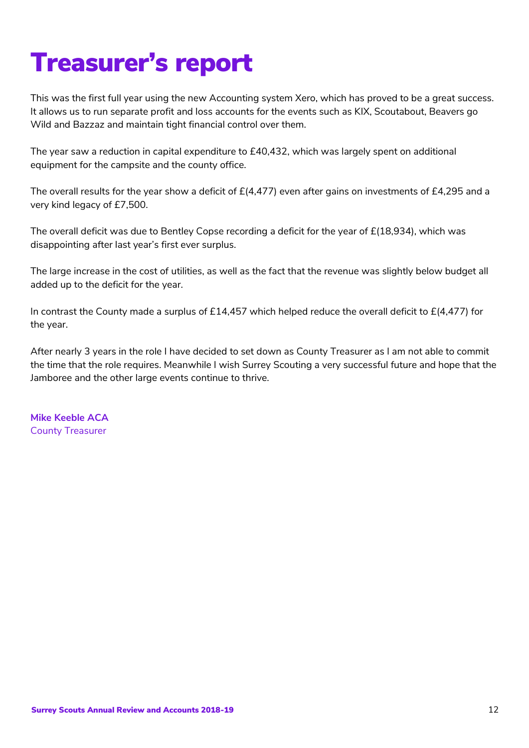# Treasurer's report

This was the first full year using the new Accounting system Xero, which has proved to be a great success. It allows us to run separate profit and loss accounts for the events such as KIX, Scoutabout, Beavers go Wild and Bazzaz and maintain tight financial control over them.

The year saw a reduction in capital expenditure to £40,432, which was largely spent on additional equipment for the campsite and the county office.

The overall results for the year show a deficit of £(4,477) even after gains on investments of £4,295 and a very kind legacy of £7,500.

The overall deficit was due to Bentley Copse recording a deficit for the year of £(18,934), which was disappointing after last year's first ever surplus.

The large increase in the cost of utilities, as well as the fact that the revenue was slightly below budget all added up to the deficit for the year.

In contrast the County made a surplus of £14,457 which helped reduce the overall deficit to £(4,477) for the year.

After nearly 3 years in the role I have decided to set down as County Treasurer as I am not able to commit the time that the role requires. Meanwhile I wish Surrey Scouting a very successful future and hope that the Jamboree and the other large events continue to thrive.

**Mike Keeble ACA**
County Treasurer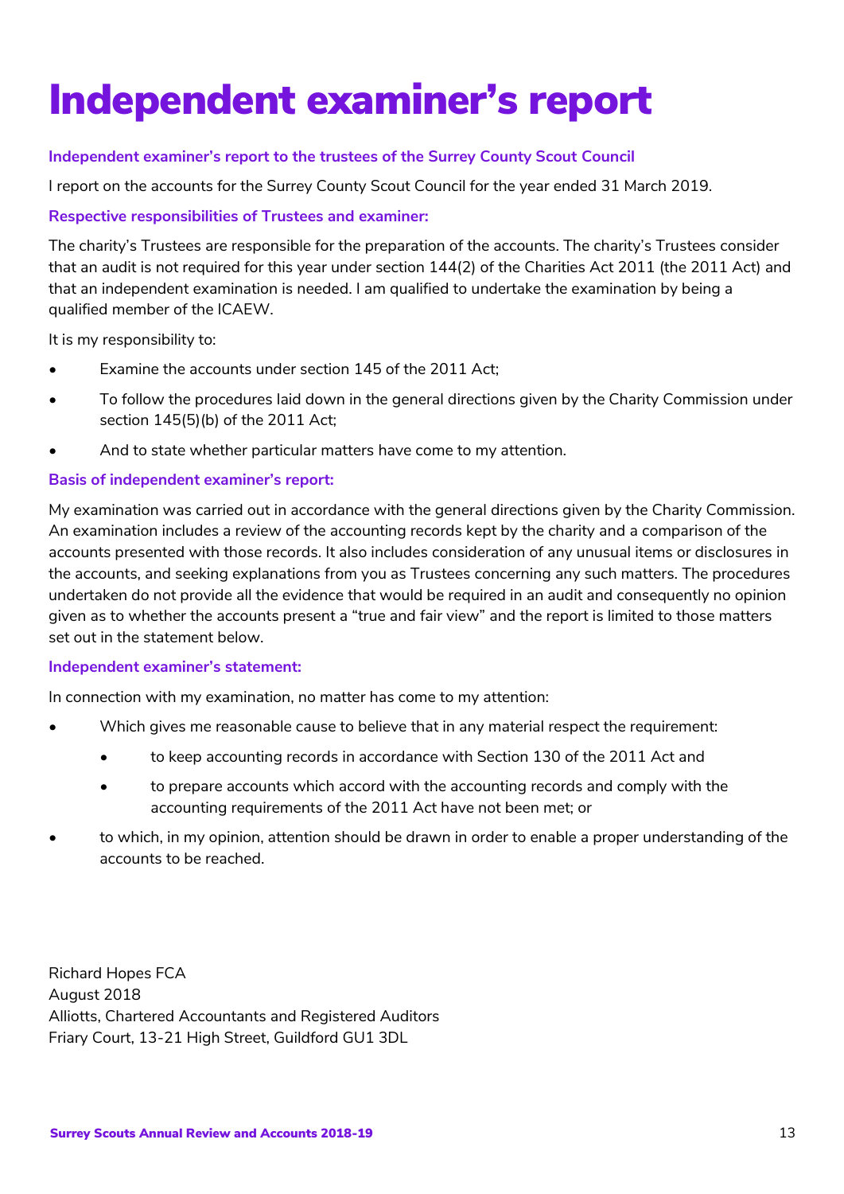# Independent examiner's report

### Independent examiner's report to the trustees of the Surrey County Scout Council

I report on the accounts for the Surrey County Scout Council for the year ended 31 March 2019.

### Respective responsibilities of Trustees and examiner:

The charity's Trustees are responsible for the preparation of the accounts. The charity's Trustees consider that an audit is not required for this year under section 144(2) of the Charities Act 2011 (the 2011 Act) and that an independent examination is needed. I am qualified to undertake the examination by being a qualified member of the ICAEW.

It is my responsibility to:

- Examine the accounts under section 145 of the 2011 Act;
- To follow the procedures laid down in the general directions given by the Charity Commission under section 145(5)(b) of the 2011 Act;
- And to state whether particular matters have come to my attention.

### Basis of independent examiner's report:

My examination was carried out in accordance with the general directions given by the Charity Commission. An examination includes a review of the accounting records kept by the charity and a comparison of the accounts presented with those records. It also includes consideration of any unusual items or disclosures in the accounts, and seeking explanations from you as Trustees concerning any such matters. The procedures undertaken do not provide all the evidence that would be required in an audit and consequently no opinion given as to whether the accounts present a "true and fair view" and the report is limited to those matters set out in the statement below.

### Independent examiner's statement:

In connection with my examination, no matter has come to my attention:

- Which gives me reasonable cause to believe that in any material respect the requirement:
  - to keep accounting records in accordance with Section 130 of the 2011 Act and
  - to prepare accounts which accord with the accounting records and comply with the accounting requirements of the 2011 Act have not been met; or
- to which, in my opinion, attention should be drawn in order to enable a proper understanding of the accounts to be reached.

Richard Hopes FCA
August 2018
Alliotts, Chartered Accountants and Registered Auditors
Friary Court, 13-21 High Street, Guildford GU1 3DL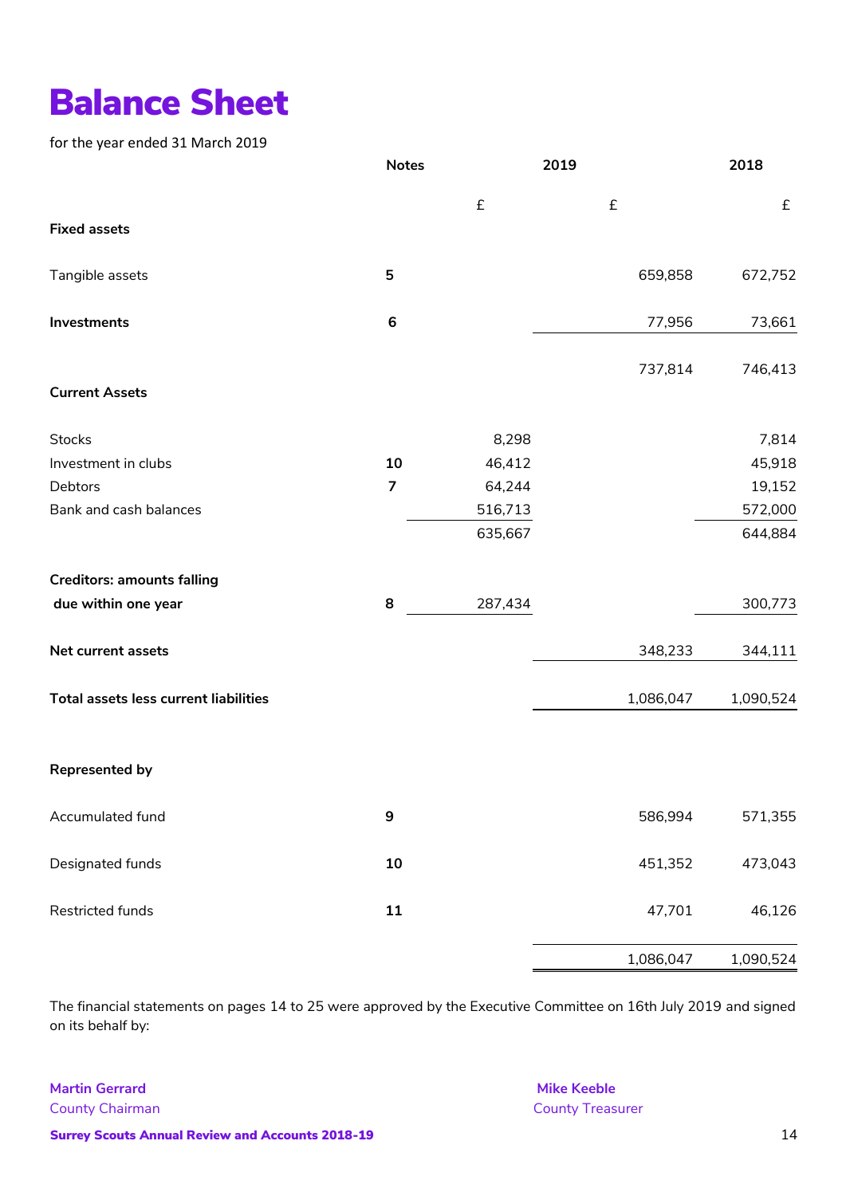# Balance Sheet

for the year ended 31 March 2019

| | Notes | 2019 | | 2018 |
|---|---|---|---|---|
| | | £ | £ | £ |
| **Fixed assets** | | | | |
| Tangible assets | **5** | | 659,858 | 672,752 |
| **Investments** | **6** | | 77,956 | 73,661 |
| | | | 737,814 | 746,413 |
| **Current Assets** | | | | |
| Stocks | | 8,298 | | 7,814 |
| Investment in clubs | **10** | 46,412 | | 45,918 |
| Debtors | **7** | 64,244 | | 19,152 |
| Bank and cash balances | | 516,713 | | 572,000 |
| | | 635,667 | | 644,884 |
| **Creditors: amounts falling due within one year** | **8** | 287,434 | | 300,773 |
| **Net current assets** | | | 348,233 | 344,111 |
| **Total assets less current liabilities** | | | 1,086,047 | 1,090,524 |
| **Represented by** | | | | |
| Accumulated fund | **9** | | 586,994 | 571,355 |
| Designated funds | **10** | | 451,352 | 473,043 |
| Restricted funds | **11** | | 47,701 | 46,126 |
| | | | 1,086,047 | 1,090,524 |

The financial statements on pages 14 to 25 were approved by the Executive Committee on 16th July 2019 and signed on its behalf by:

**Martin Gerrard**
County Chairman

**Mike Keeble**
County Treasurer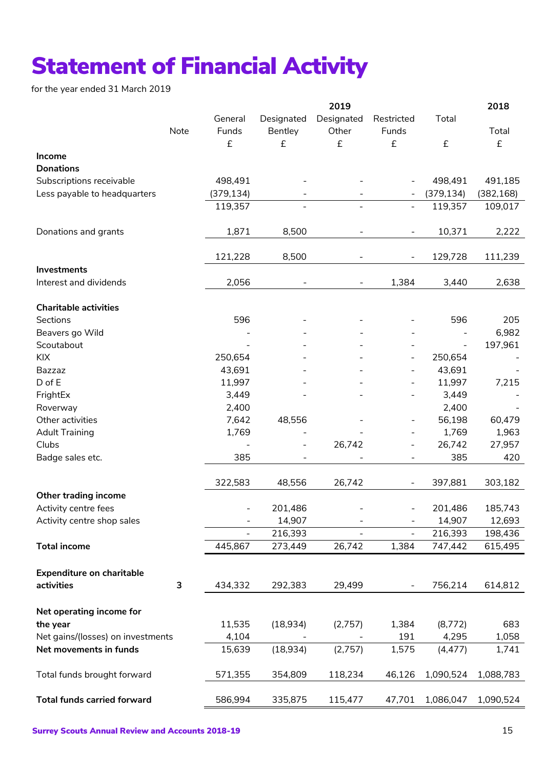# Statement of Financial Activity

for the year ended 31 March 2019

| | Note | 2019 General Funds £ | 2019 Designated Bentley £ | 2019 Designated Other £ | 2019 Restricted Funds £ | 2019 Total £ | 2018 Total £ |
|---|---|---|---|---|---|---|---|
| **Income** | | | | | | | |
| **Donations** | | | | | | | |
| Subscriptions receivable | | 498,491 | - | - | - | 498,491 | 491,185 |
| Less payable to headquarters | | (379,134) | - | - | - | (379,134) | (382,168) |
| | | 119,357 | - | - | - | 119,357 | 109,017 |
| Donations and grants | | 1,871 | 8,500 | - | - | 10,371 | 2,222 |
| | | 121,228 | 8,500 | - | - | 129,728 | 111,239 |
| **Investments** | | | | | | | |
| Interest and dividends | | 2,056 | - | - | 1,384 | 3,440 | 2,638 |
| **Charitable activities** | | | | | | | |
| Sections | | 596 | - | - | - | 596 | 205 |
| Beavers go Wild | | - | - | - | - | - | 6,982 |
| Scoutabout | | - | - | - | - | - | 197,961 |
| KIX | | 250,654 | - | - | - | 250,654 | - |
| Bazzaz | | 43,691 | - | - | - | 43,691 | - |
| D of E | | 11,997 | - | - | - | 11,997 | 7,215 |
| FrightEx | | 3,449 | - | - | - | 3,449 | - |
| Roverway | | 2,400 | | | | 2,400 | - |
| Other activities | | 7,642 | 48,556 | - | - | 56,198 | 60,479 |
| Adult Training | | 1,769 | - | - | - | 1,769 | 1,963 |
| Clubs | | - | - | 26,742 | - | 26,742 | 27,957 |
| Badge sales etc. | | 385 | - | - | - | 385 | 420 |
| | | 322,583 | 48,556 | 26,742 | - | 397,881 | 303,182 |
| **Other trading income** | | | | | | | |
| Activity centre fees | | - | 201,486 | - | - | 201,486 | 185,743 |
| Activity centre shop sales | | - | 14,907 | - | - | 14,907 | 12,693 |
| | | - | 216,393 | - | - | 216,393 | 198,436 |
| **Total income** | | 445,867 | 273,449 | 26,742 | 1,384 | 747,442 | 615,495 |
| **Expenditure on charitable activities** | 3 | 434,332 | 292,383 | 29,499 | - | 756,214 | 614,812 |
| **Net operating income for the year** | | 11,535 | (18,934) | (2,757) | 1,384 | (8,772) | 683 |
| Net gains/(losses) on investments | | 4,104 | - | - | 191 | 4,295 | 1,058 |
| **Net movements in funds** | | 15,639 | (18,934) | (2,757) | 1,575 | (4,477) | 1,741 |
| Total funds brought forward | | 571,355 | 354,809 | 118,234 | 46,126 | 1,090,524 | 1,088,783 |
| **Total funds carried forward** | | 586,994 | 335,875 | 115,477 | 47,701 | 1,086,047 | 1,090,524 |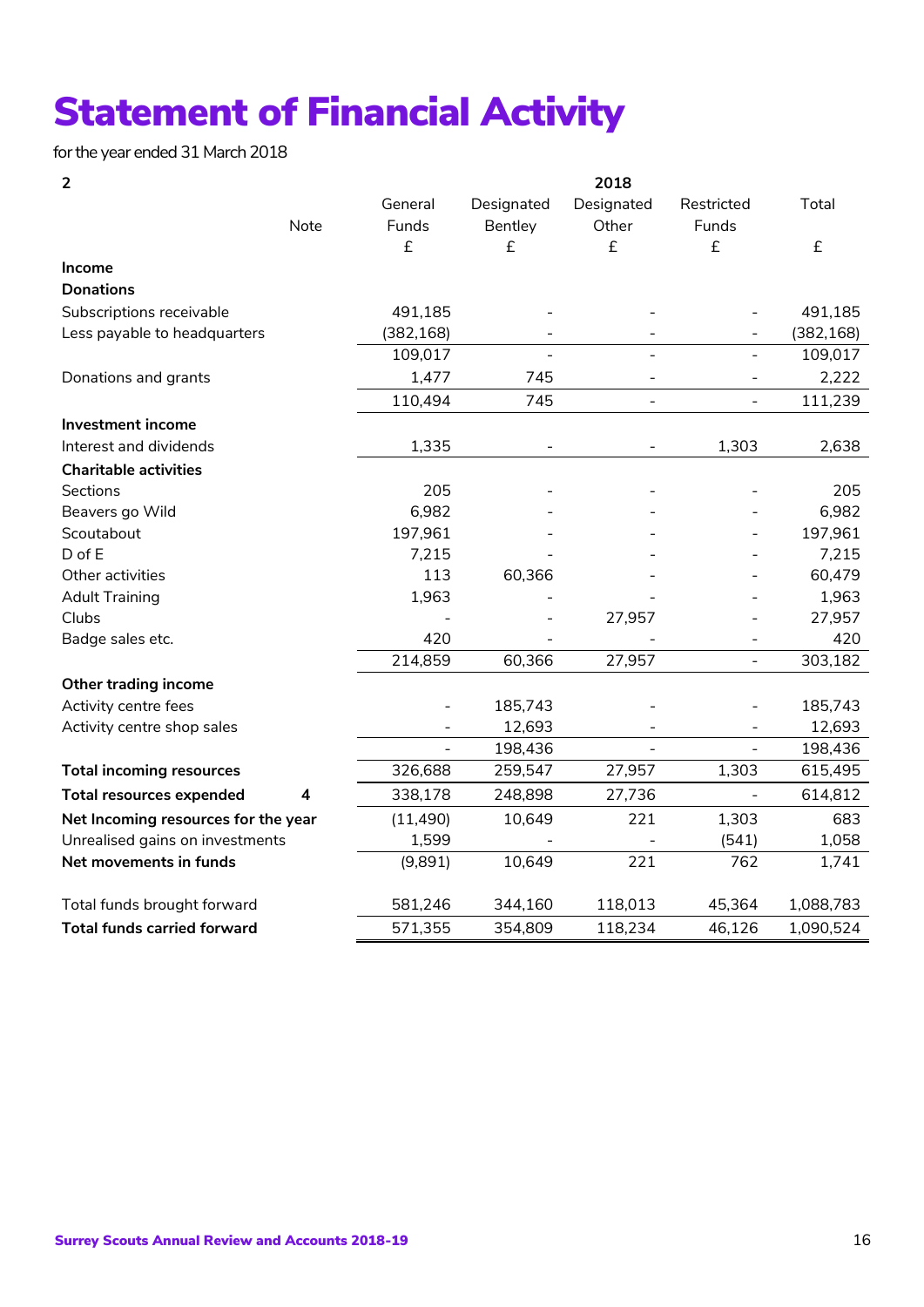# Statement of Financial Activity

for the year ended 31 March 2018

| 2 | Note | General Funds £ | Designated Bentley £ | 2018 Designated Other £ | Restricted Funds £ | Total £ |
|---|---|---|---|---|---|---|
| **Income** | | | | | | |
| **Donations** | | | | | | |
| Subscriptions receivable | | 491,185 | - | - | - | 491,185 |
| Less payable to headquarters | | (382,168) | - | - | - | (382,168) |
| | | 109,017 | - | - | - | 109,017 |
| Donations and grants | | 1,477 | 745 | - | - | 2,222 |
| | | 110,494 | 745 | - | - | 111,239 |
| **Investment income** | | | | | | |
| Interest and dividends | | 1,335 | - | - | 1,303 | 2,638 |
| **Charitable activities** | | | | | | |
| Sections | | 205 | - | - | - | 205 |
| Beavers go Wild | | 6,982 | - | - | - | 6,982 |
| Scoutabout | | 197,961 | - | - | - | 197,961 |
| D of E | | 7,215 | - | - | - | 7,215 |
| Other activities | | 113 | 60,366 | - | - | 60,479 |
| Adult Training | | 1,963 | - | - | - | 1,963 |
| Clubs | | - | - | 27,957 | - | 27,957 |
| Badge sales etc. | | 420 | - | - | - | 420 |
| | | 214,859 | 60,366 | 27,957 | - | 303,182 |
| **Other trading income** | | | | | | |
| Activity centre fees | | - | 185,743 | - | - | 185,743 |
| Activity centre shop sales | | - | 12,693 | - | - | 12,693 |
| | | - | 198,436 | - | - | 198,436 |
| **Total incoming resources** | | 326,688 | 259,547 | 27,957 | 1,303 | 615,495 |
| **Total resources expended** | 4 | 338,178 | 248,898 | 27,736 | - | 614,812 |
| **Net Incoming resources for the year** | | (11,490) | 10,649 | 221 | 1,303 | 683 |
| Unrealised gains on investments | | 1,599 | - | - | (541) | 1,058 |
| **Net movements in funds** | | (9,891) | 10,649 | 221 | 762 | 1,741 |
| Total funds brought forward | | 581,246 | 344,160 | 118,013 | 45,364 | 1,088,783 |
| **Total funds carried forward** | | 571,355 | 354,809 | 118,234 | 46,126 | 1,090,524 |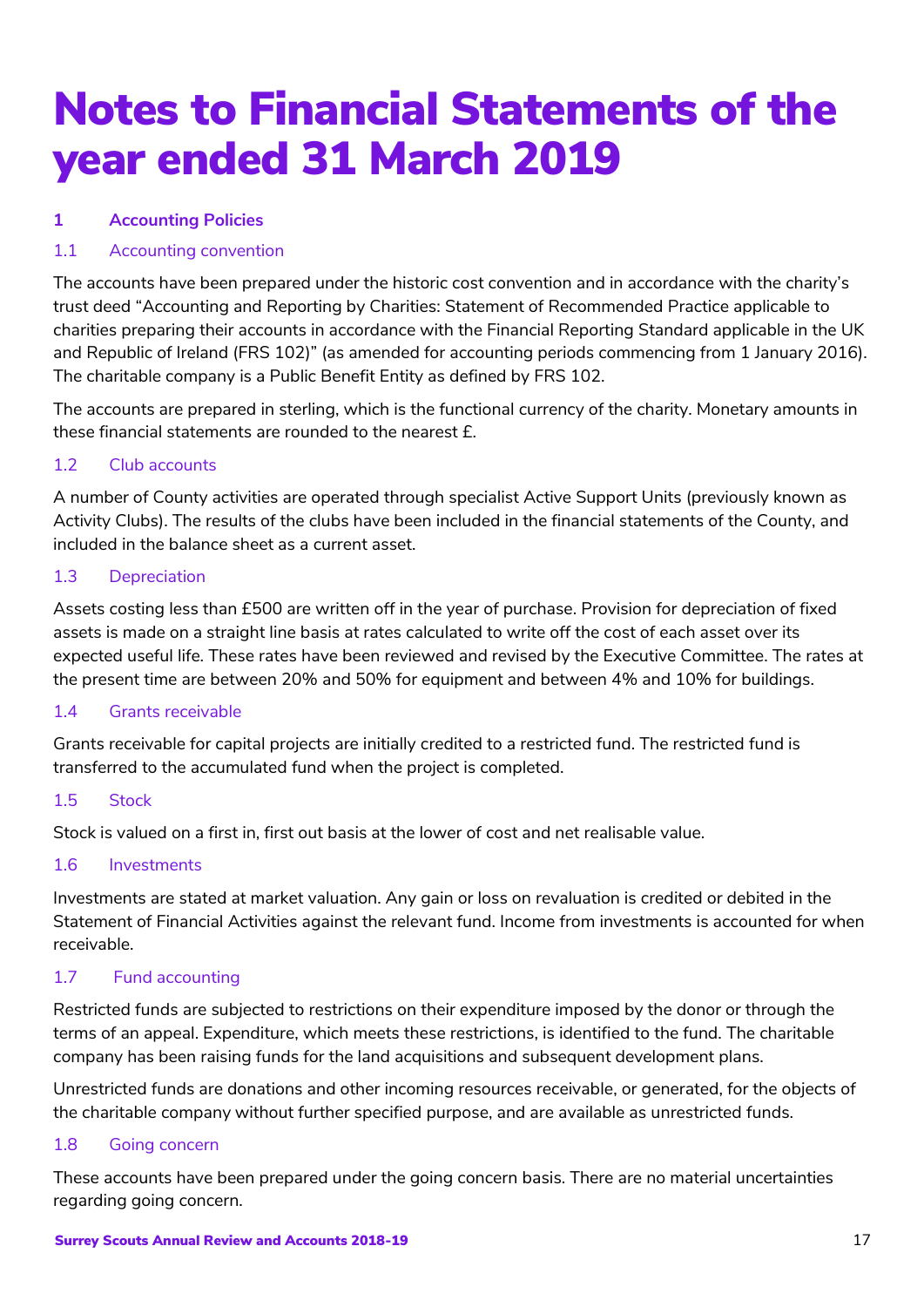# Notes to Financial Statements of the year ended 31 March 2019

## 1 Accounting Policies

### 1.1 Accounting convention

The accounts have been prepared under the historic cost convention and in accordance with the charity's trust deed "Accounting and Reporting by Charities: Statement of Recommended Practice applicable to charities preparing their accounts in accordance with the Financial Reporting Standard applicable in the UK and Republic of Ireland (FRS 102)" (as amended for accounting periods commencing from 1 January 2016). The charitable company is a Public Benefit Entity as defined by FRS 102.

The accounts are prepared in sterling, which is the functional currency of the charity. Monetary amounts in these financial statements are rounded to the nearest £.

### 1.2 Club accounts

A number of County activities are operated through specialist Active Support Units (previously known as Activity Clubs). The results of the clubs have been included in the financial statements of the County, and included in the balance sheet as a current asset.

### 1.3 Depreciation

Assets costing less than £500 are written off in the year of purchase. Provision for depreciation of fixed assets is made on a straight line basis at rates calculated to write off the cost of each asset over its expected useful life. These rates have been reviewed and revised by the Executive Committee. The rates at the present time are between 20% and 50% for equipment and between 4% and 10% for buildings.

### 1.4 Grants receivable

Grants receivable for capital projects are initially credited to a restricted fund. The restricted fund is transferred to the accumulated fund when the project is completed.

### 1.5 Stock

Stock is valued on a first in, first out basis at the lower of cost and net realisable value.

### 1.6 Investments

Investments are stated at market valuation. Any gain or loss on revaluation is credited or debited in the Statement of Financial Activities against the relevant fund. Income from investments is accounted for when receivable.

### 1.7 Fund accounting

Restricted funds are subjected to restrictions on their expenditure imposed by the donor or through the terms of an appeal. Expenditure, which meets these restrictions, is identified to the fund. The charitable company has been raising funds for the land acquisitions and subsequent development plans.

Unrestricted funds are donations and other incoming resources receivable, or generated, for the objects of the charitable company without further specified purpose, and are available as unrestricted funds.

### 1.8 Going concern

These accounts have been prepared under the going concern basis. There are no material uncertainties regarding going concern.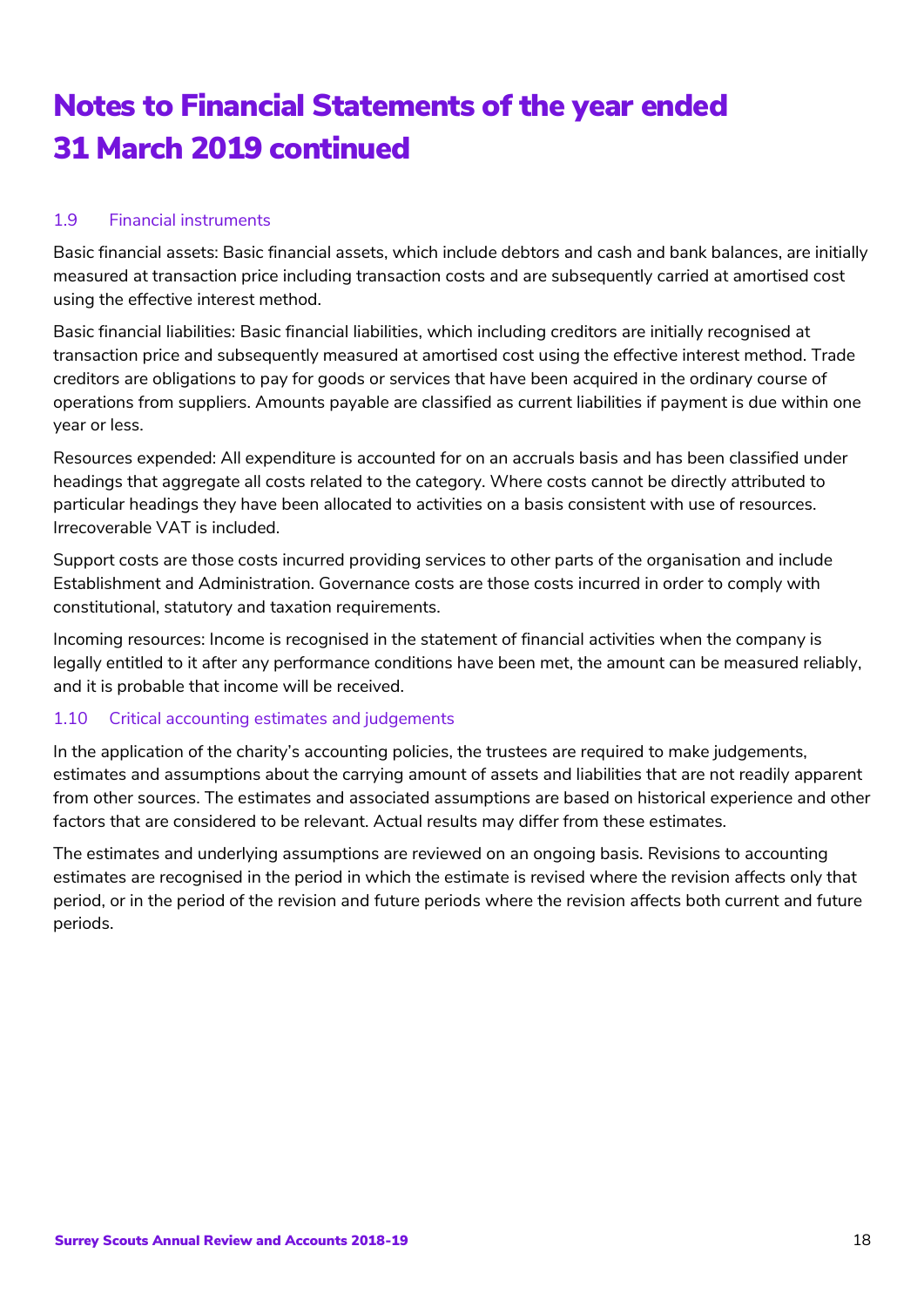# Notes to Financial Statements of the year ended 31 March 2019 continued

### 1.9 Financial instruments

Basic financial assets: Basic financial assets, which include debtors and cash and bank balances, are initially measured at transaction price including transaction costs and are subsequently carried at amortised cost using the effective interest method.

Basic financial liabilities: Basic financial liabilities, which including creditors are initially recognised at transaction price and subsequently measured at amortised cost using the effective interest method. Trade creditors are obligations to pay for goods or services that have been acquired in the ordinary course of operations from suppliers. Amounts payable are classified as current liabilities if payment is due within one year or less.

Resources expended: All expenditure is accounted for on an accruals basis and has been classified under headings that aggregate all costs related to the category. Where costs cannot be directly attributed to particular headings they have been allocated to activities on a basis consistent with use of resources. Irrecoverable VAT is included.

Support costs are those costs incurred providing services to other parts of the organisation and include Establishment and Administration. Governance costs are those costs incurred in order to comply with constitutional, statutory and taxation requirements.

Incoming resources: Income is recognised in the statement of financial activities when the company is legally entitled to it after any performance conditions have been met, the amount can be measured reliably, and it is probable that income will be received.

### 1.10 Critical accounting estimates and judgements

In the application of the charity's accounting policies, the trustees are required to make judgements, estimates and assumptions about the carrying amount of assets and liabilities that are not readily apparent from other sources. The estimates and associated assumptions are based on historical experience and other factors that are considered to be relevant. Actual results may differ from these estimates.

The estimates and underlying assumptions are reviewed on an ongoing basis. Revisions to accounting estimates are recognised in the period in which the estimate is revised where the revision affects only that period, or in the period of the revision and future periods where the revision affects both current and future periods.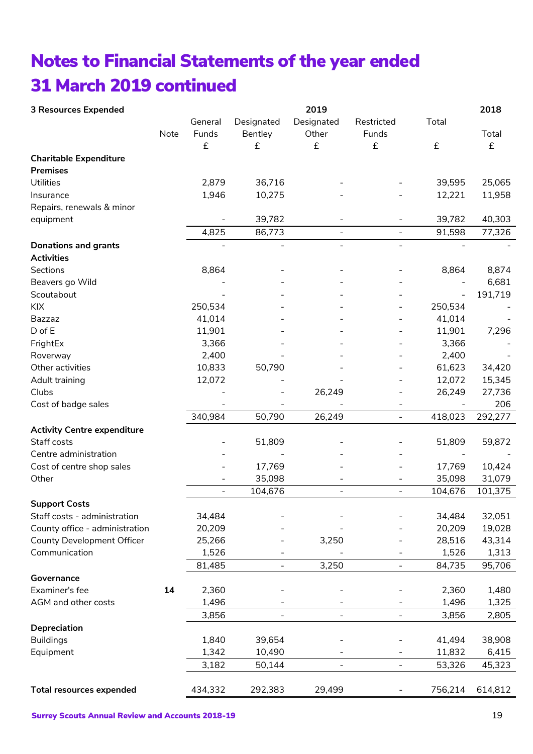# Notes to Financial Statements of the year ended 31 March 2019 continued

| 3 Resources Expended | | | | 2019 | | | 2018 |
|---|---|---|---|---|---|---|---|
| | Note | General Funds | Designated Bentley | Designated Other | Restricted Funds | Total | Total |
| | | £ | £ | £ | £ | £ | £ |
| **Charitable Expenditure** | | | | | | | |
| **Premises** | | | | | | | |
| Utilities | | 2,879 | 36,716 | - | - | 39,595 | 25,065 |
| Insurance | | 1,946 | 10,275 | - | - | 12,221 | 11,958 |
| Repairs, renewals & minor equipment | | - | 39,782 | - | - | 39,782 | 40,303 |
| | | 4,825 | 86,773 | - | - | 91,598 | 77,326 |
| **Donations and grants** | | - | - | - | - | - | - |
| **Activities** | | | | | | | |
| Sections | | 8,864 | - | - | - | 8,864 | 8,874 |
| Beavers go Wild | | - | - | - | - | - | 6,681 |
| Scoutabout | | - | - | - | - | - | 191,719 |
| KIX | | 250,534 | - | - | - | 250,534 | - |
| Bazzaz | | 41,014 | - | - | - | 41,014 | - |
| D of E | | 11,901 | - | - | - | 11,901 | 7,296 |
| FrightEx | | 3,366 | - | - | - | 3,366 | - |
| Roverway | | 2,400 | - | - | - | 2,400 | - |
| Other activities | | 10,833 | 50,790 | - | - | 61,623 | 34,420 |
| Adult training | | 12,072 | - | - | - | 12,072 | 15,345 |
| Clubs | | - | - | 26,249 | - | 26,249 | 27,736 |
| Cost of badge sales | | - | - | - | - | - | 206 |
| | | 340,984 | 50,790 | 26,249 | - | 418,023 | 292,277 |
| **Activity Centre expenditure** | | | | | | | |
| Staff costs | | - | 51,809 | - | - | 51,809 | 59,872 |
| Centre administration | | - | - | - | - | - | - |
| Cost of centre shop sales | | - | 17,769 | - | - | 17,769 | 10,424 |
| Other | | - | 35,098 | - | - | 35,098 | 31,079 |
| | | - | 104,676 | - | - | 104,676 | 101,375 |
| **Support Costs** | | | | | | | |
| Staff costs - administration | | 34,484 | - | - | - | 34,484 | 32,051 |
| County office - administration | | 20,209 | - | - | - | 20,209 | 19,028 |
| County Development Officer | | 25,266 | - | 3,250 | - | 28,516 | 43,314 |
| Communication | | 1,526 | - | - | - | 1,526 | 1,313 |
| | | 81,485 | - | 3,250 | - | 84,735 | 95,706 |
| **Governance** | | | | | | | |
| Examiner's fee | **14** | 2,360 | - | - | - | 2,360 | 1,480 |
| AGM and other costs | | 1,496 | - | - | - | 1,496 | 1,325 |
| | | 3,856 | - | - | - | 3,856 | 2,805 |
| **Depreciation** | | | | | | | |
| Buildings | | 1,840 | 39,654 | - | - | 41,494 | 38,908 |
| Equipment | | 1,342 | 10,490 | - | - | 11,832 | 6,415 |
| | | 3,182 | 50,144 | - | - | 53,326 | 45,323 |
| **Total resources expended** | | 434,332 | 292,383 | 29,499 | - | 756,214 | 614,812 |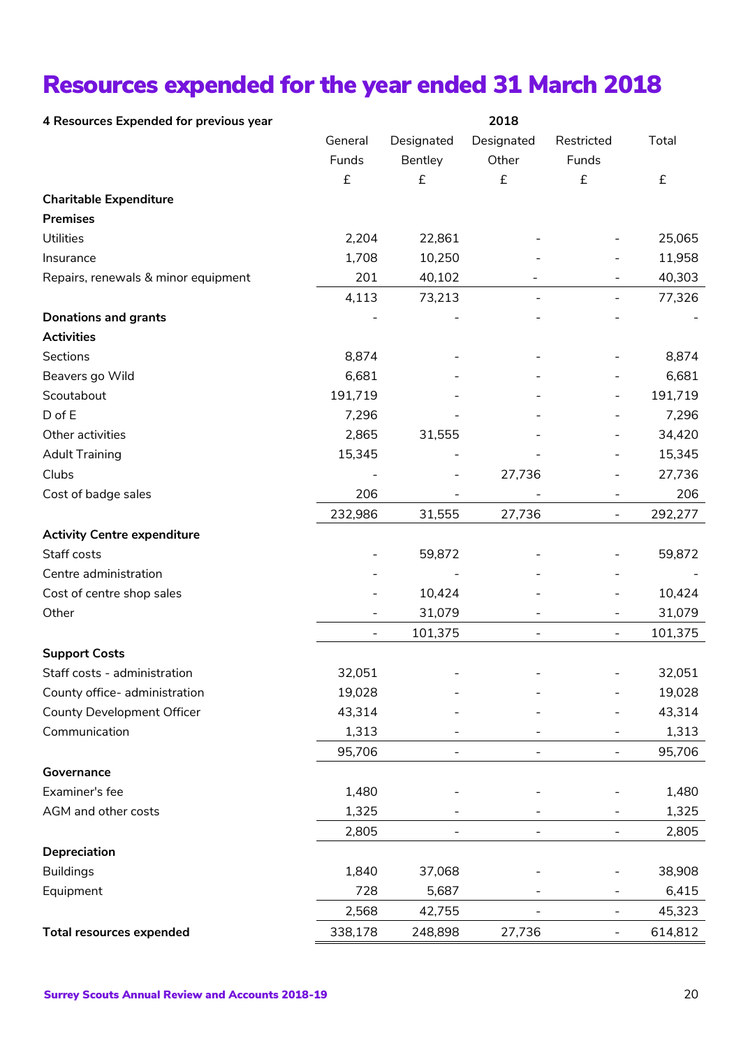# Resources expended for the year ended 31 March 2018

| 4 Resources Expended for previous year | 2018 | | | | |
|---|---|---|---|---|---|
| | General Funds | Designated Bentley | Designated Other | Restricted Funds | Total |
| | £ | £ | £ | £ | £ |
| **Charitable Expenditure** | | | | | |
| **Premises** | | | | | |
| Utilities | 2,204 | 22,861 | - | - | 25,065 |
| Insurance | 1,708 | 10,250 | - | - | 11,958 |
| Repairs, renewals & minor equipment | 201 | 40,102 | - | - | 40,303 |
| | 4,113 | 73,213 | - | - | 77,326 |
| **Donations and grants** | - | - | - | - | - |
| **Activities** | | | | | |
| Sections | 8,874 | - | - | - | 8,874 |
| Beavers go Wild | 6,681 | - | - | - | 6,681 |
| Scoutabout | 191,719 | - | - | - | 191,719 |
| D of E | 7,296 | - | - | - | 7,296 |
| Other activities | 2,865 | 31,555 | - | - | 34,420 |
| Adult Training | 15,345 | - | - | - | 15,345 |
| Clubs | - | - | 27,736 | - | 27,736 |
| Cost of badge sales | 206 | - | - | - | 206 |
| | 232,986 | 31,555 | 27,736 | - | 292,277 |
| **Activity Centre expenditure** | | | | | |
| Staff costs | - | 59,872 | - | - | 59,872 |
| Centre administration | - | - | - | - | - |
| Cost of centre shop sales | - | 10,424 | - | - | 10,424 |
| Other | - | 31,079 | - | - | 31,079 |
| | - | 101,375 | - | - | 101,375 |
| **Support Costs** | | | | | |
| Staff costs - administration | 32,051 | - | - | - | 32,051 |
| County office- administration | 19,028 | - | - | - | 19,028 |
| County Development Officer | 43,314 | - | - | - | 43,314 |
| Communication | 1,313 | - | - | - | 1,313 |
| | 95,706 | - | - | - | 95,706 |
| **Governance** | | | | | |
| Examiner's fee | 1,480 | - | - | - | 1,480 |
| AGM and other costs | 1,325 | - | - | - | 1,325 |
| | 2,805 | - | - | - | 2,805 |
| **Depreciation** | | | | | |
| Buildings | 1,840 | 37,068 | - | - | 38,908 |
| Equipment | 728 | 5,687 | - | - | 6,415 |
| | 2,568 | 42,755 | - | - | 45,323 |
| **Total resources expended** | 338,178 | 248,898 | 27,736 | - | 614,812 |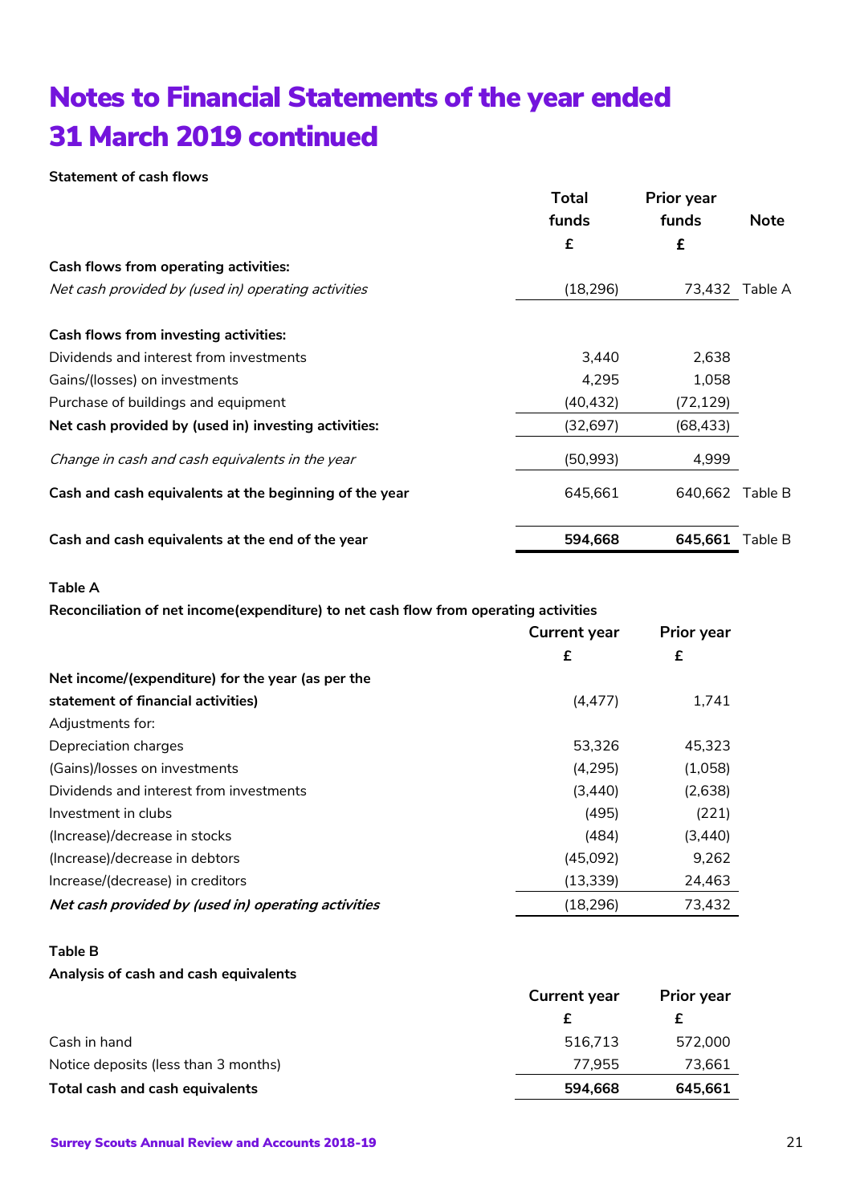# Notes to Financial Statements of the year ended 31 March 2019 continued

**Statement of cash flows**

| | Total funds £ | Prior year funds £ | Note |
|---|---|---|---|
| **Cash flows from operating activities:** | | | |
| *Net cash provided by (used in) operating activities* | (18,296) | 73,432 | Table A |
| | | | |
| **Cash flows from investing activities:** | | | |
| Dividends and interest from investments | 3,440 | 2,638 | |
| Gains/(losses) on investments | 4,295 | 1,058 | |
| Purchase of buildings and equipment | (40,432) | (72,129) | |
| **Net cash provided by (used in) investing activities:** | (32,697) | (68,433) | |
| | | | |
| *Change in cash and cash equivalents in the year* | (50,993) | 4,999 | |
| | | | |
| **Cash and cash equivalents at the beginning of the year** | 645,661 | 640,662 | Table B |
| | | | |
| **Cash and cash equivalents at the end of the year** | **594,668** | **645,661** | Table B |

**Table A**

**Reconciliation of net income(expenditure) to net cash flow from operating activities**

| | Current year £ | Prior year £ |
|---|---|---|
| **Net income/(expenditure) for the year (as per the statement of financial activities)** | (4,477) | 1,741 |
| Adjustments for: | | |
| Depreciation charges | 53,326 | 45,323 |
| (Gains)/losses on investments | (4,295) | (1,058) |
| Dividends and interest from investments | (3,440) | (2,638) |
| Investment in clubs | (495) | (221) |
| (Increase)/decrease in stocks | (484) | (3,440) |
| (Increase)/decrease in debtors | (45,092) | 9,262 |
| Increase/(decrease) in creditors | (13,339) | 24,463 |
| ***Net cash provided by (used in) operating activities*** | (18,296) | 73,432 |

**Table B**

**Analysis of cash and cash equivalents**

| | Current year £ | Prior year £ |
|---|---|---|
| Cash in hand | 516,713 | 572,000 |
| Notice deposits (less than 3 months) | 77,955 | 73,661 |
| **Total cash and cash equivalents** | **594,668** | **645,661** |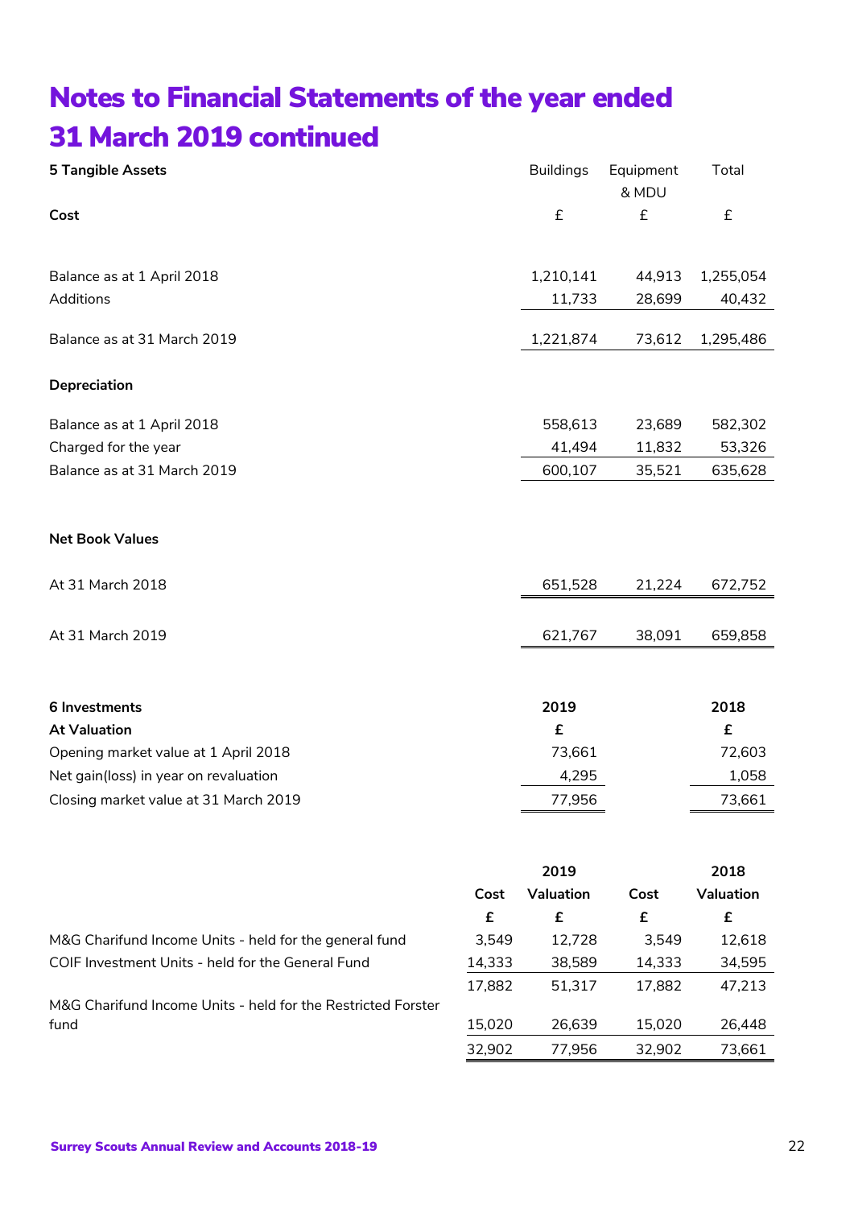# Notes to Financial Statements of the year ended 31 March 2019 continued

| 5 Tangible Assets | Buildings | Equipment & MDU | Total |
|---|---|---|---|
| **Cost** | £ | £ | £ |
| Balance as at 1 April 2018 | 1,210,141 | 44,913 | 1,255,054 |
| Additions | 11,733 | 28,699 | 40,432 |
| Balance as at 31 March 2019 | 1,221,874 | 73,612 | 1,295,486 |
| **Depreciation** | | | |
| Balance as at 1 April 2018 | 558,613 | 23,689 | 582,302 |
| Charged for the year | 41,494 | 11,832 | 53,326 |
| Balance as at 31 March 2019 | 600,107 | 35,521 | 635,628 |
| **Net Book Values** | | | |
| At 31 March 2018 | 651,528 | 21,224 | 672,752 |
| At 31 March 2019 | 621,767 | 38,091 | 659,858 |

| 6 Investments | 2019 | 2018 |
|---|---|---|
| **At Valuation** | **£** | **£** |
| Opening market value at 1 April 2018 | 73,661 | 72,603 |
| Net gain(loss) in year on revaluation | 4,295 | 1,058 |
| Closing market value at 31 March 2019 | 77,956 | 73,661 |

| | 2019 | | 2018 | |
|---|---|---|---|---|
| | **Cost** | **Valuation** | **Cost** | **Valuation** |
| | **£** | **£** | **£** | **£** |
| M&G Charifund Income Units - held for the general fund | 3,549 | 12,728 | 3,549 | 12,618 |
| COIF Investment Units - held for the General Fund | 14,333 | 38,589 | 14,333 | 34,595 |
| | 17,882 | 51,317 | 17,882 | 47,213 |
| M&G Charifund Income Units - held for the Restricted Forster fund | 15,020 | 26,639 | 15,020 | 26,448 |
| | 32,902 | 77,956 | 32,902 | 73,661 |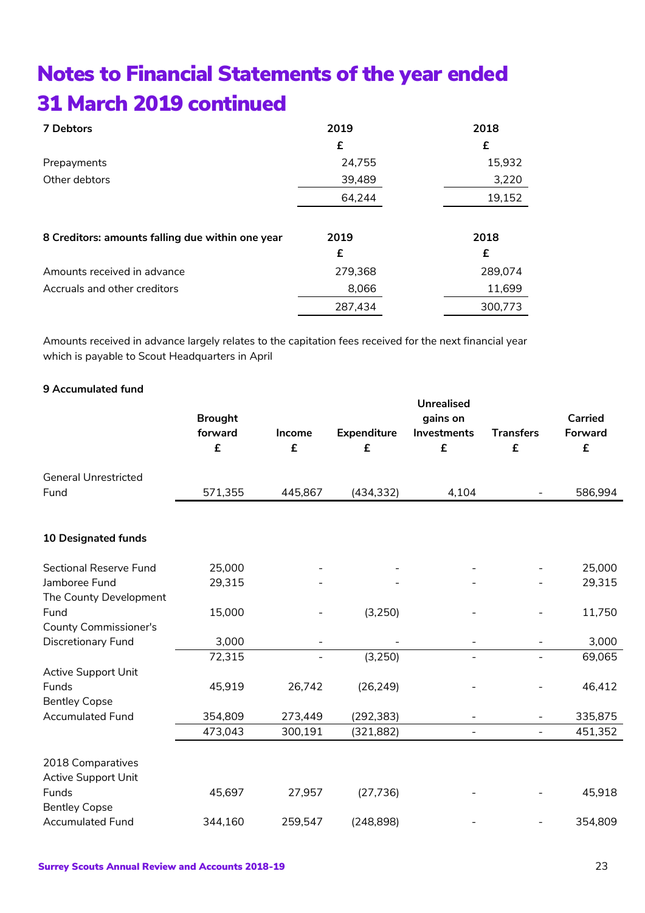# Notes to Financial Statements of the year ended 31 March 2019 continued

| 7 Debtors | 2019 | 2018 |
|---|---|---|
| | £ | £ |
| Prepayments | 24,755 | 15,932 |
| Other debtors | 39,489 | 3,220 |
| | 64,244 | 19,152 |

| 8 Creditors: amounts falling due within one year | 2019 | 2018 |
|---|---|---|
| | £ | £ |
| Amounts received in advance | 279,368 | 289,074 |
| Accruals and other creditors | 8,066 | 11,699 |
| | 287,434 | 300,773 |

Amounts received in advance largely relates to the capitation fees received for the next financial year which is payable to Scout Headquarters in April

**9 Accumulated fund**

| | Brought forward £ | Income £ | Expenditure £ | Unrealised gains on Investments £ | Transfers £ | Carried Forward £ |
|---|---|---|---|---|---|---|
| General Unrestricted Fund | 571,355 | 445,867 | (434,332) | 4,104 | - | 586,994 |

**10 Designated funds**

| | Brought forward £ | Income £ | Expenditure £ | Unrealised gains on Investments £ | Transfers £ | Carried Forward £ |
|---|---|---|---|---|---|---|
| Sectional Reserve Fund | 25,000 | - | - | - | - | 25,000 |
| Jamboree Fund | 29,315 | - | - | - | - | 29,315 |
| The County Development Fund | 15,000 | - | (3,250) | - | - | 11,750 |
| County Commissioner's Discretionary Fund | 3,000 | - | - | - | - | 3,000 |
| | 72,315 | - | (3,250) | - | - | 69,065 |
| Active Support Unit Funds | 45,919 | 26,742 | (26,249) | - | - | 46,412 |
| Bentley Copse Accumulated Fund | 354,809 | 273,449 | (292,383) | - | - | 335,875 |
| | 473,043 | 300,191 | (321,882) | - | - | 451,352 |
| 2018 Comparatives | | | | | | |
| Active Support Unit Funds | 45,697 | 27,957 | (27,736) | - | - | 45,918 |
| Bentley Copse Accumulated Fund | 344,160 | 259,547 | (248,898) | - | - | 354,809 |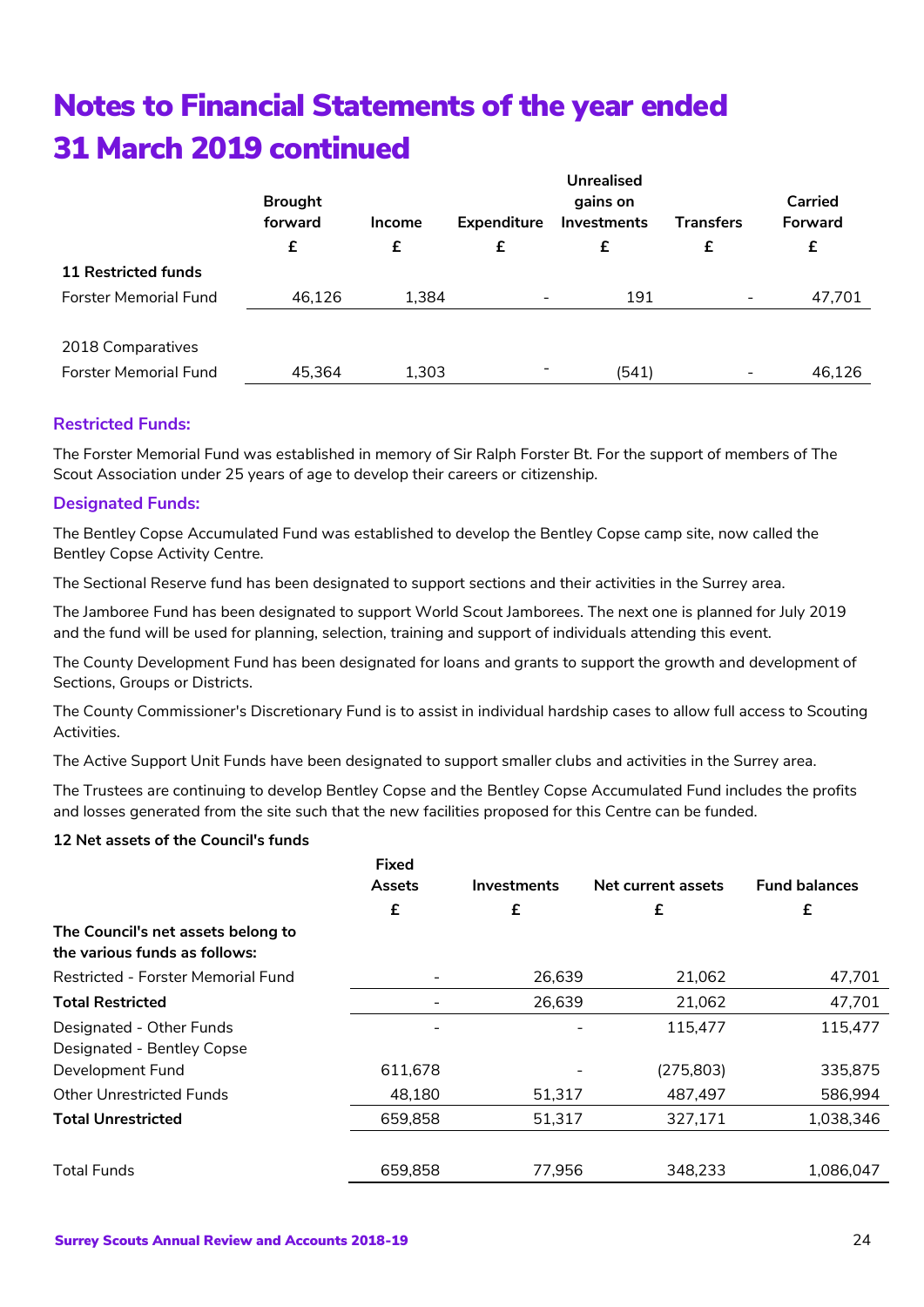# Notes to Financial Statements of the year ended 31 March 2019 continued

| | Brought forward | Income | Expenditure | Unrealised gains on Investments | Transfers | Carried Forward |
|---|---|---|---|---|---|---|
| | £ | £ | £ | £ | £ | £ |
| **11 Restricted funds** | | | | | | |
| Forster Memorial Fund | 46,126 | 1,384 | - | 191 | - | 47,701 |
| | | | | | | |
| 2018 Comparatives | | | | | | |
| Forster Memorial Fund | 45,364 | 1,303 | - | (541) | - | 46,126 |

### Restricted Funds:

The Forster Memorial Fund was established in memory of Sir Ralph Forster Bt. For the support of members of The Scout Association under 25 years of age to develop their careers or citizenship.

### Designated Funds:

The Bentley Copse Accumulated Fund was established to develop the Bentley Copse camp site, now called the Bentley Copse Activity Centre.

The Sectional Reserve fund has been designated to support sections and their activities in the Surrey area.

The Jamboree Fund has been designated to support World Scout Jamborees. The next one is planned for July 2019 and the fund will be used for planning, selection, training and support of individuals attending this event.

The County Development Fund has been designated for loans and grants to support the growth and development of Sections, Groups or Districts.

The County Commissioner's Discretionary Fund is to assist in individual hardship cases to allow full access to Scouting Activities.

The Active Support Unit Funds have been designated to support smaller clubs and activities in the Surrey area.

The Trustees are continuing to develop Bentley Copse and the Bentley Copse Accumulated Fund includes the profits and losses generated from the site such that the new facilities proposed for this Centre can be funded.

**12 Net assets of the Council's funds**

| | Fixed Assets | Investments | Net current assets | Fund balances |
|---|---|---|---|---|
| | £ | £ | £ | £ |
| **The Council's net assets belong to the various funds as follows:** | | | | |
| Restricted - Forster Memorial Fund | - | 26,639 | 21,062 | 47,701 |
| **Total Restricted** | - | 26,639 | 21,062 | 47,701 |
| Designated - Other Funds | - | - | 115,477 | 115,477 |
| Designated - Bentley Copse Development Fund | 611,678 | - | (275,803) | 335,875 |
| Other Unrestricted Funds | 48,180 | 51,317 | 487,497 | 586,994 |
| **Total Unrestricted** | 659,858 | 51,317 | 327,171 | 1,038,346 |
| | | | | |
| Total Funds | 659,858 | 77,956 | 348,233 | 1,086,047 |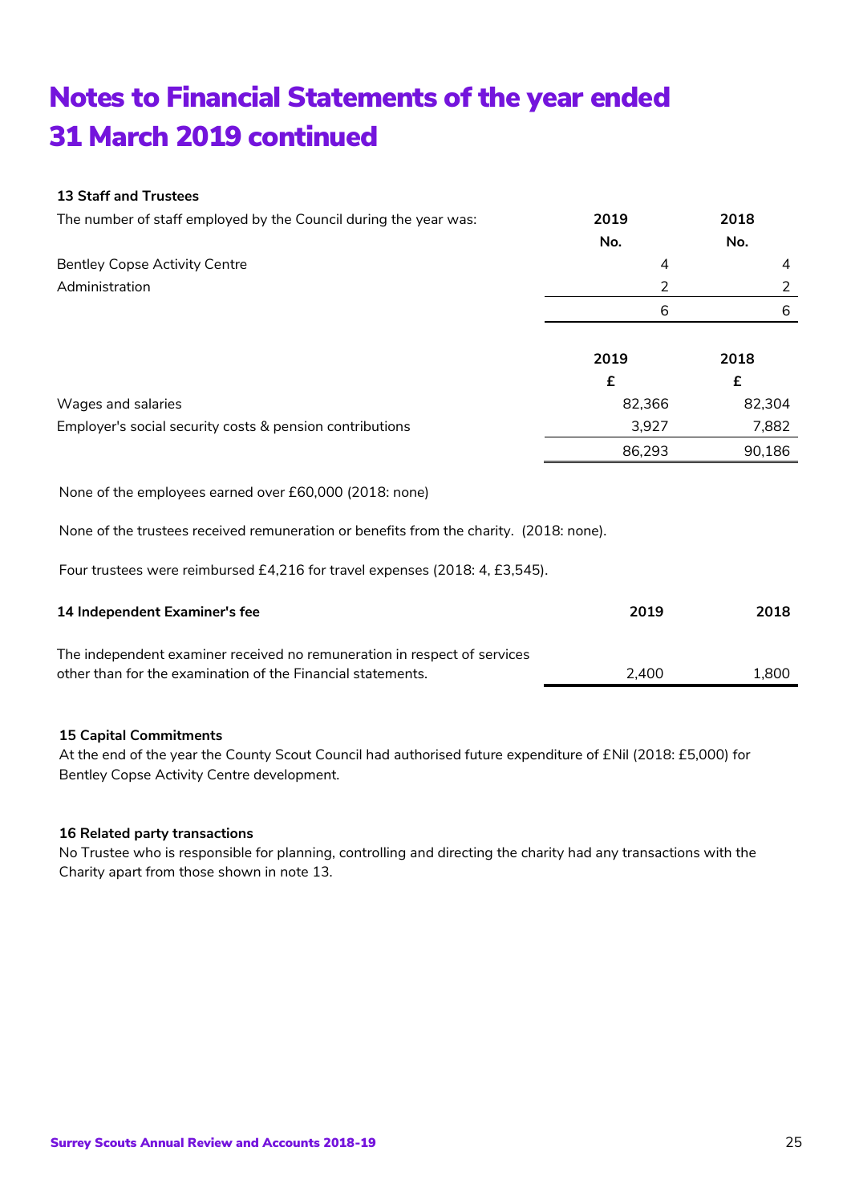# Notes to Financial Statements of the year ended 31 March 2019 continued

### 13 Staff and Trustees

| The number of staff employed by the Council during the year was: | 2019 No. | 2018 No. |
|---|---|---|
| Bentley Copse Activity Centre | 4 | 4 |
| Administration | 2 | 2 |
| | 6 | 6 |

| | 2019 £ | 2018 £ |
|---|---|---|
| Wages and salaries | 82,366 | 82,304 |
| Employer's social security costs & pension contributions | 3,927 | 7,882 |
| | 86,293 | 90,186 |

None of the employees earned over £60,000 (2018: none)

None of the trustees received remuneration or benefits from the charity. (2018: none).

Four trustees were reimbursed £4,216 for travel expenses (2018: 4, £3,545).

### 14 Independent Examiner's fee

| | 2019 | 2018 |
|---|---|---|
| The independent examiner received no remuneration in respect of services other than for the examination of the Financial statements. | 2,400 | 1,800 |

### 15 Capital Commitments

At the end of the year the County Scout Council had authorised future expenditure of £Nil (2018: £5,000) for Bentley Copse Activity Centre development.

### 16 Related party transactions

No Trustee who is responsible for planning, controlling and directing the charity had any transactions with the Charity apart from those shown in note 13.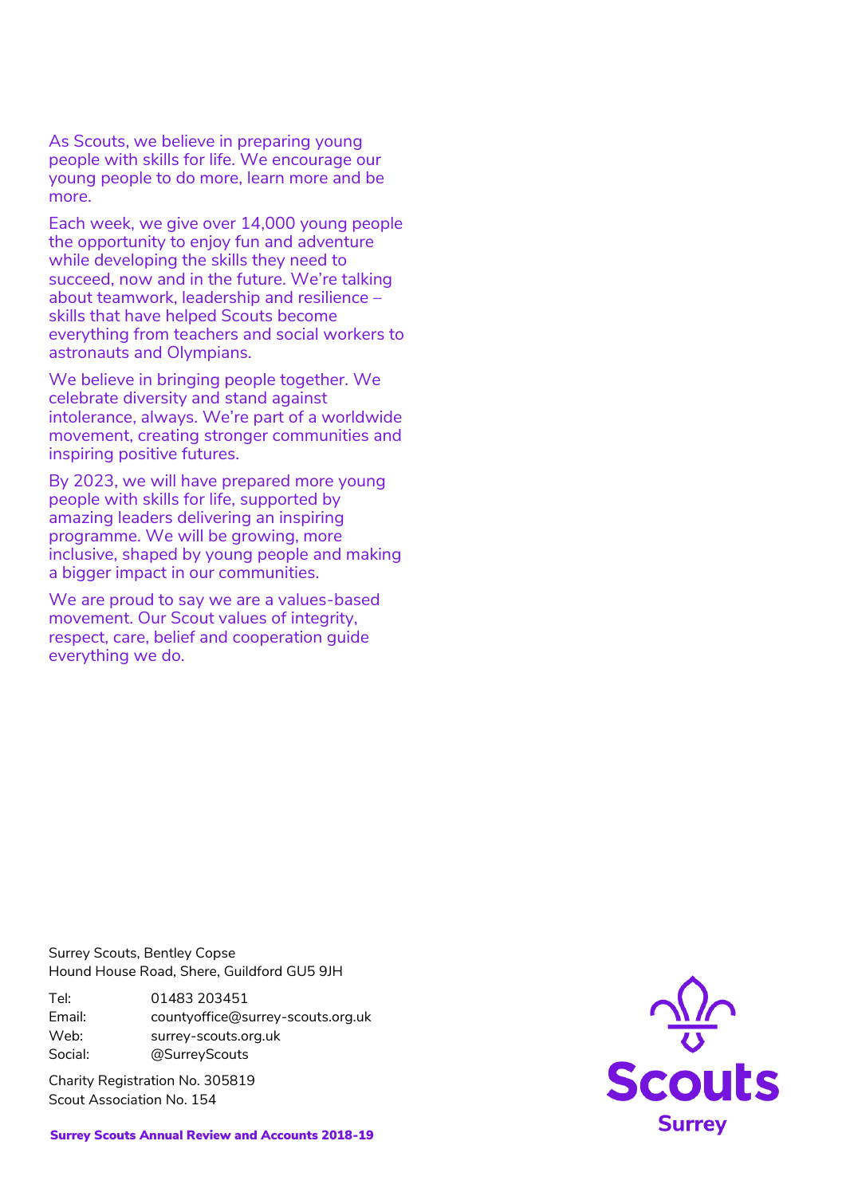As Scouts, we believe in preparing young people with skills for life. We encourage our young people to do more, learn more and be more.

Each week, we give over 14,000 young people the opportunity to enjoy fun and adventure while developing the skills they need to succeed, now and in the future. We're talking about teamwork, leadership and resilience – skills that have helped Scouts become everything from teachers and social workers to astronauts and Olympians.

We believe in bringing people together. We celebrate diversity and stand against intolerance, always. We're part of a worldwide movement, creating stronger communities and inspiring positive futures.

By 2023, we will have prepared more young people with skills for life, supported by amazing leaders delivering an inspiring programme. We will be growing, more inclusive, shaped by young people and making a bigger impact in our communities.

We are proud to say we are a values-based movement. Our Scout values of integrity, respect, care, belief and cooperation guide everything we do.

Surrey Scouts, Bentley Copse
Hound House Road, Shere, Guildford GU5 9JH

| | |
|---|---|
| Tel: | 01483 203451 |
| Email: | countyoffice@surrey-scouts.org.uk |
| Web: | surrey-scouts.org.uk |
| Social: | @SurreyScouts |

Charity Registration No. 305819
Scout Association No. 154

Scouts
Surrey